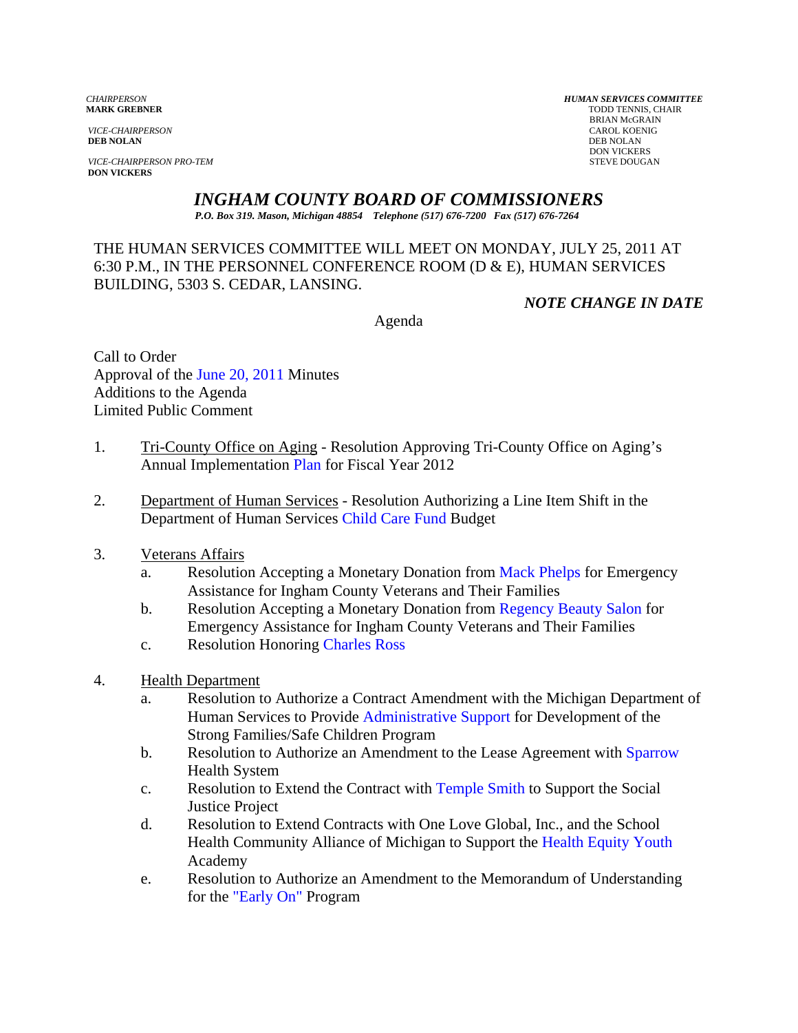*CHAIRPERSON*
**MARK GREBNER**

*VICE-CHAIRPERSON*
**DEB NOLAN**

*VICE-CHAIRPERSON PRO-TEM*
**DON VICKERS**

*HUMAN SERVICES COMMITTEE*
TODD TENNIS, CHAIR
BRIAN McGRAIN
CAROL KOENIG
DEB NOLAN
DON VICKERS
STEVE DOUGAN

# *INGHAM COUNTY BOARD OF COMMISSIONERS*

***P.O. Box 319. Mason, Michigan 48854 Telephone (517) 676-7200 Fax (517) 676-7264***

THE HUMAN SERVICES COMMITTEE WILL MEET ON MONDAY, JULY 25, 2011 AT 6:30 P.M., IN THE PERSONNEL CONFERENCE ROOM (D & E), HUMAN SERVICES BUILDING, 5303 S. CEDAR, LANSING.

***NOTE CHANGE IN DATE***

Agenda

Call to Order
Approval of the June 20, 2011 Minutes
Additions to the Agenda
Limited Public Comment

1. Tri-County Office on Aging - Resolution Approving Tri-County Office on Aging's Annual Implementation Plan for Fiscal Year 2012

2. Department of Human Services - Resolution Authorizing a Line Item Shift in the Department of Human Services Child Care Fund Budget

3. Veterans Affairs
   a. Resolution Accepting a Monetary Donation from Mack Phelps for Emergency Assistance for Ingham County Veterans and Their Families
   b. Resolution Accepting a Monetary Donation from Regency Beauty Salon for Emergency Assistance for Ingham County Veterans and Their Families
   c. Resolution Honoring Charles Ross

4. Health Department
   a. Resolution to Authorize a Contract Amendment with the Michigan Department of Human Services to Provide Administrative Support for Development of the Strong Families/Safe Children Program
   b. Resolution to Authorize an Amendment to the Lease Agreement with Sparrow Health System
   c. Resolution to Extend the Contract with Temple Smith to Support the Social Justice Project
   d. Resolution to Extend Contracts with One Love Global, Inc., and the School Health Community Alliance of Michigan to Support the Health Equity Youth Academy
   e. Resolution to Authorize an Amendment to the Memorandum of Understanding for the "Early On" Program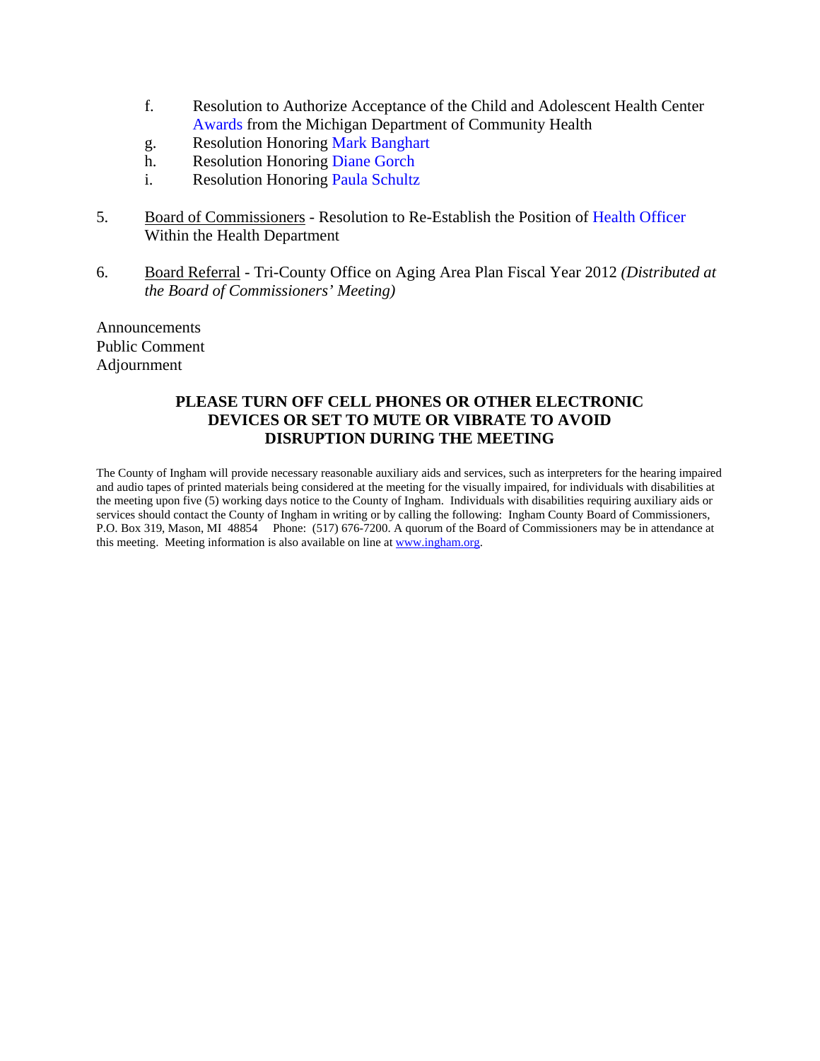f. Resolution to Authorize Acceptance of the Child and Adolescent Health Center Awards from the Michigan Department of Community Health
   g. Resolution Honoring Mark Banghart
   h. Resolution Honoring Diane Gorch
   i. Resolution Honoring Paula Schultz

5. <u>Board of Commissioners</u> - Resolution to Re-Establish the Position of Health Officer Within the Health Department

6. <u>Board Referral</u> - Tri-County Office on Aging Area Plan Fiscal Year 2012 *(Distributed at the Board of Commissioners' Meeting)*

Announcements
Public Comment
Adjournment

**PLEASE TURN OFF CELL PHONES OR OTHER ELECTRONIC DEVICES OR SET TO MUTE OR VIBRATE TO AVOID DISRUPTION DURING THE MEETING**

The County of Ingham will provide necessary reasonable auxiliary aids and services, such as interpreters for the hearing impaired and audio tapes of printed materials being considered at the meeting for the visually impaired, for individuals with disabilities at the meeting upon five (5) working days notice to the County of Ingham. Individuals with disabilities requiring auxiliary aids or services should contact the County of Ingham in writing or by calling the following: Ingham County Board of Commissioners, P.O. Box 319, Mason, MI 48854 Phone: (517) 676-7200. A quorum of the Board of Commissioners may be in attendance at this meeting. Meeting information is also available on line at www.ingham.org.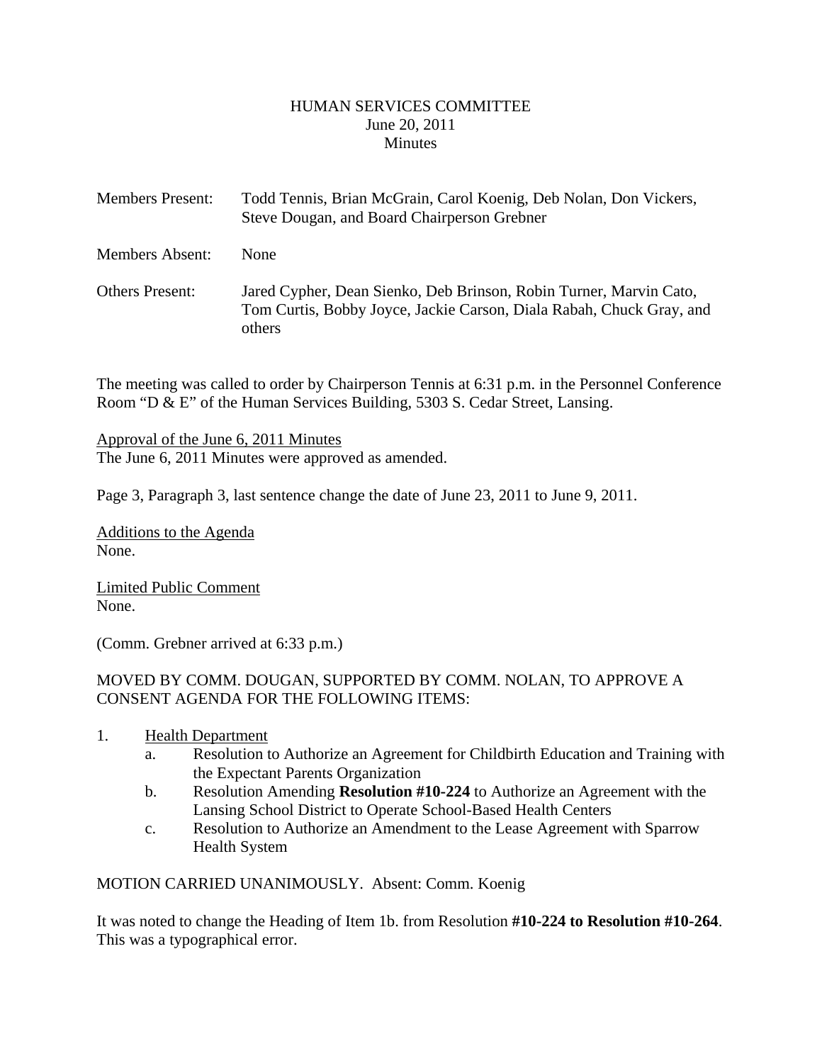# HUMAN SERVICES COMMITTEE
June 20, 2011
Minutes

| | |
|---|---|
| Members Present: | Todd Tennis, Brian McGrain, Carol Koenig, Deb Nolan, Don Vickers, Steve Dougan, and Board Chairperson Grebner |
| Members Absent: | None |
| Others Present: | Jared Cypher, Dean Sienko, Deb Brinson, Robin Turner, Marvin Cato, Tom Curtis, Bobby Joyce, Jackie Carson, Diala Rabah, Chuck Gray, and others |

The meeting was called to order by Chairperson Tennis at 6:31 p.m. in the Personnel Conference Room "D & E" of the Human Services Building, 5303 S. Cedar Street, Lansing.

Approval of the June 6, 2011 Minutes
The June 6, 2011 Minutes were approved as amended.

Page 3, Paragraph 3, last sentence change the date of June 23, 2011 to June 9, 2011.

Additions to the Agenda
None.

Limited Public Comment
None.

(Comm. Grebner arrived at 6:33 p.m.)

MOVED BY COMM. DOUGAN, SUPPORTED BY COMM. NOLAN, TO APPROVE A CONSENT AGENDA FOR THE FOLLOWING ITEMS:

1. Health Department
   a. Resolution to Authorize an Agreement for Childbirth Education and Training with the Expectant Parents Organization
   b. Resolution Amending **Resolution #10-224** to Authorize an Agreement with the Lansing School District to Operate School-Based Health Centers
   c. Resolution to Authorize an Amendment to the Lease Agreement with Sparrow Health System

MOTION CARRIED UNANIMOUSLY. Absent: Comm. Koenig

It was noted to change the Heading of Item 1b. from Resolution **#10-224 to Resolution #10-264**. This was a typographical error.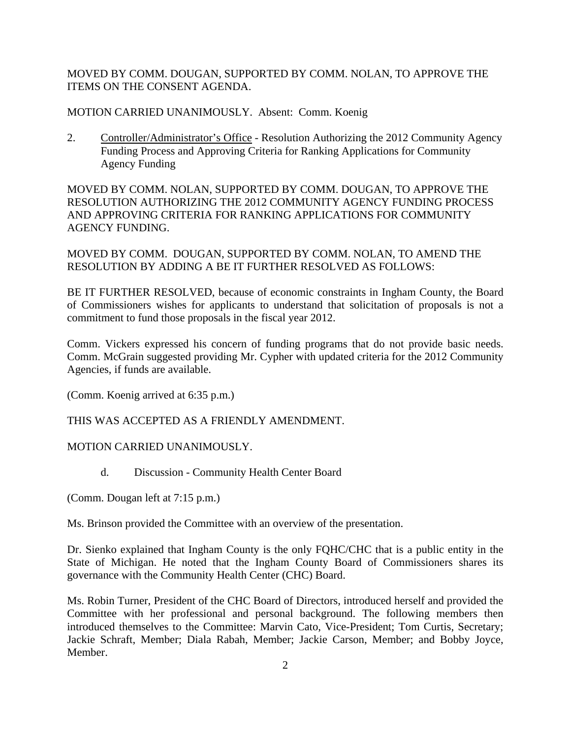MOVED BY COMM. DOUGAN, SUPPORTED BY COMM. NOLAN, TO APPROVE THE ITEMS ON THE CONSENT AGENDA.

MOTION CARRIED UNANIMOUSLY. Absent: Comm. Koenig

2. Controller/Administrator's Office - Resolution Authorizing the 2012 Community Agency Funding Process and Approving Criteria for Ranking Applications for Community Agency Funding

MOVED BY COMM. NOLAN, SUPPORTED BY COMM. DOUGAN, TO APPROVE THE RESOLUTION AUTHORIZING THE 2012 COMMUNITY AGENCY FUNDING PROCESS AND APPROVING CRITERIA FOR RANKING APPLICATIONS FOR COMMUNITY AGENCY FUNDING.

MOVED BY COMM. DOUGAN, SUPPORTED BY COMM. NOLAN, TO AMEND THE RESOLUTION BY ADDING A BE IT FURTHER RESOLVED AS FOLLOWS:

BE IT FURTHER RESOLVED, because of economic constraints in Ingham County, the Board of Commissioners wishes for applicants to understand that solicitation of proposals is not a commitment to fund those proposals in the fiscal year 2012.

Comm. Vickers expressed his concern of funding programs that do not provide basic needs. Comm. McGrain suggested providing Mr. Cypher with updated criteria for the 2012 Community Agencies, if funds are available.

(Comm. Koenig arrived at 6:35 p.m.)

THIS WAS ACCEPTED AS A FRIENDLY AMENDMENT.

MOTION CARRIED UNANIMOUSLY.

d. Discussion - Community Health Center Board

(Comm. Dougan left at 7:15 p.m.)

Ms. Brinson provided the Committee with an overview of the presentation.

Dr. Sienko explained that Ingham County is the only FQHC/CHC that is a public entity in the State of Michigan. He noted that the Ingham County Board of Commissioners shares its governance with the Community Health Center (CHC) Board.

Ms. Robin Turner, President of the CHC Board of Directors, introduced herself and provided the Committee with her professional and personal background. The following members then introduced themselves to the Committee: Marvin Cato, Vice-President; Tom Curtis, Secretary; Jackie Schraft, Member; Diala Rabah, Member; Jackie Carson, Member; and Bobby Joyce, Member.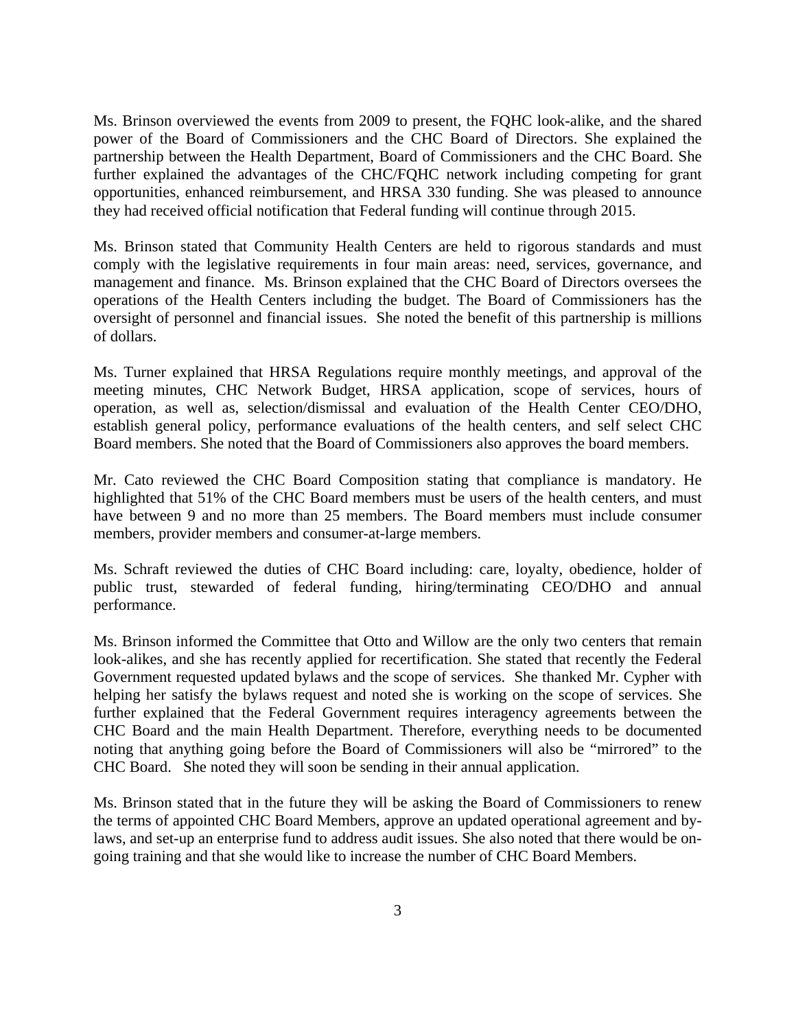Ms. Brinson overviewed the events from 2009 to present, the FQHC look-alike, and the shared power of the Board of Commissioners and the CHC Board of Directors. She explained the partnership between the Health Department, Board of Commissioners and the CHC Board. She further explained the advantages of the CHC/FQHC network including competing for grant opportunities, enhanced reimbursement, and HRSA 330 funding. She was pleased to announce they had received official notification that Federal funding will continue through 2015.

Ms. Brinson stated that Community Health Centers are held to rigorous standards and must comply with the legislative requirements in four main areas: need, services, governance, and management and finance. Ms. Brinson explained that the CHC Board of Directors oversees the operations of the Health Centers including the budget. The Board of Commissioners has the oversight of personnel and financial issues. She noted the benefit of this partnership is millions of dollars.

Ms. Turner explained that HRSA Regulations require monthly meetings, and approval of the meeting minutes, CHC Network Budget, HRSA application, scope of services, hours of operation, as well as, selection/dismissal and evaluation of the Health Center CEO/DHO, establish general policy, performance evaluations of the health centers, and self select CHC Board members. She noted that the Board of Commissioners also approves the board members.

Mr. Cato reviewed the CHC Board Composition stating that compliance is mandatory. He highlighted that 51% of the CHC Board members must be users of the health centers, and must have between 9 and no more than 25 members. The Board members must include consumer members, provider members and consumer-at-large members.

Ms. Schraft reviewed the duties of CHC Board including: care, loyalty, obedience, holder of public trust, stewarded of federal funding, hiring/terminating CEO/DHO and annual performance.

Ms. Brinson informed the Committee that Otto and Willow are the only two centers that remain look-alikes, and she has recently applied for recertification. She stated that recently the Federal Government requested updated bylaws and the scope of services. She thanked Mr. Cypher with helping her satisfy the bylaws request and noted she is working on the scope of services. She further explained that the Federal Government requires interagency agreements between the CHC Board and the main Health Department. Therefore, everything needs to be documented noting that anything going before the Board of Commissioners will also be "mirrored" to the CHC Board. She noted they will soon be sending in their annual application.

Ms. Brinson stated that in the future they will be asking the Board of Commissioners to renew the terms of appointed CHC Board Members, approve an updated operational agreement and by-laws, and set-up an enterprise fund to address audit issues. She also noted that there would be on-going training and that she would like to increase the number of CHC Board Members.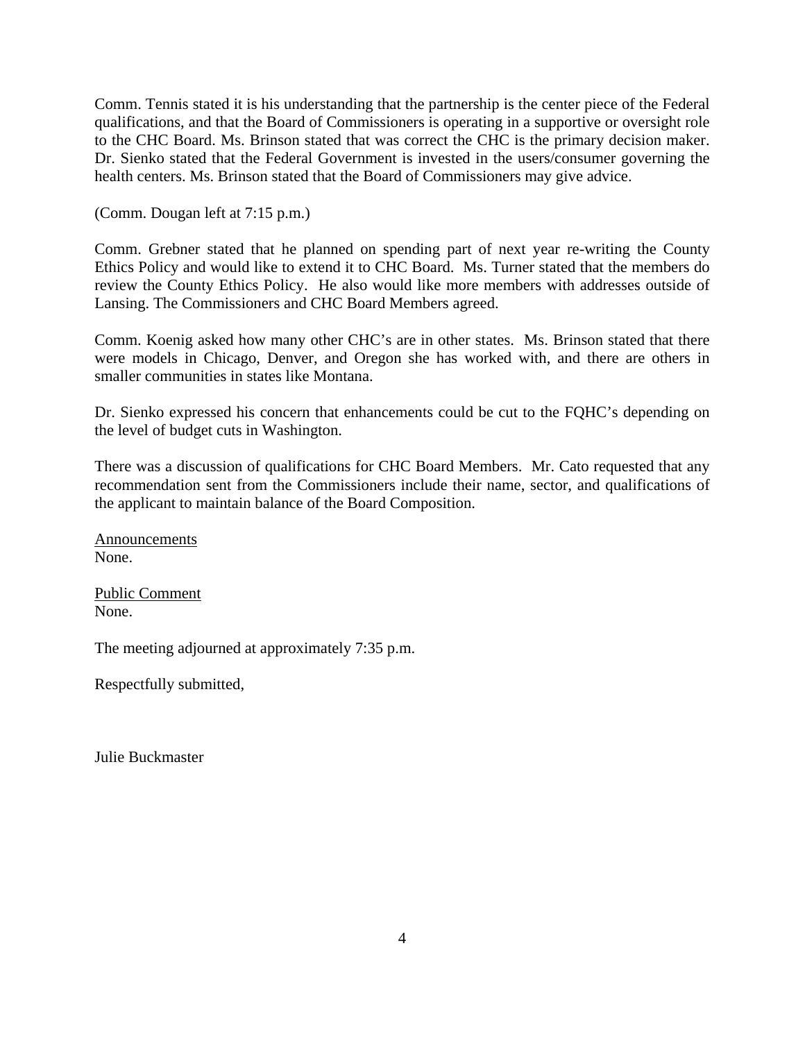Comm. Tennis stated it is his understanding that the partnership is the center piece of the Federal qualifications, and that the Board of Commissioners is operating in a supportive or oversight role to the CHC Board. Ms. Brinson stated that was correct the CHC is the primary decision maker. Dr. Sienko stated that the Federal Government is invested in the users/consumer governing the health centers. Ms. Brinson stated that the Board of Commissioners may give advice.

(Comm. Dougan left at 7:15 p.m.)

Comm. Grebner stated that he planned on spending part of next year re-writing the County Ethics Policy and would like to extend it to CHC Board. Ms. Turner stated that the members do review the County Ethics Policy. He also would like more members with addresses outside of Lansing. The Commissioners and CHC Board Members agreed.

Comm. Koenig asked how many other CHC's are in other states. Ms. Brinson stated that there were models in Chicago, Denver, and Oregon she has worked with, and there are others in smaller communities in states like Montana.

Dr. Sienko expressed his concern that enhancements could be cut to the FQHC's depending on the level of budget cuts in Washington.

There was a discussion of qualifications for CHC Board Members. Mr. Cato requested that any recommendation sent from the Commissioners include their name, sector, and qualifications of the applicant to maintain balance of the Board Composition.

<u>Announcements</u>
None.

<u>Public Comment</u>
None.

The meeting adjourned at approximately 7:35 p.m.

Respectfully submitted,

Julie Buckmaster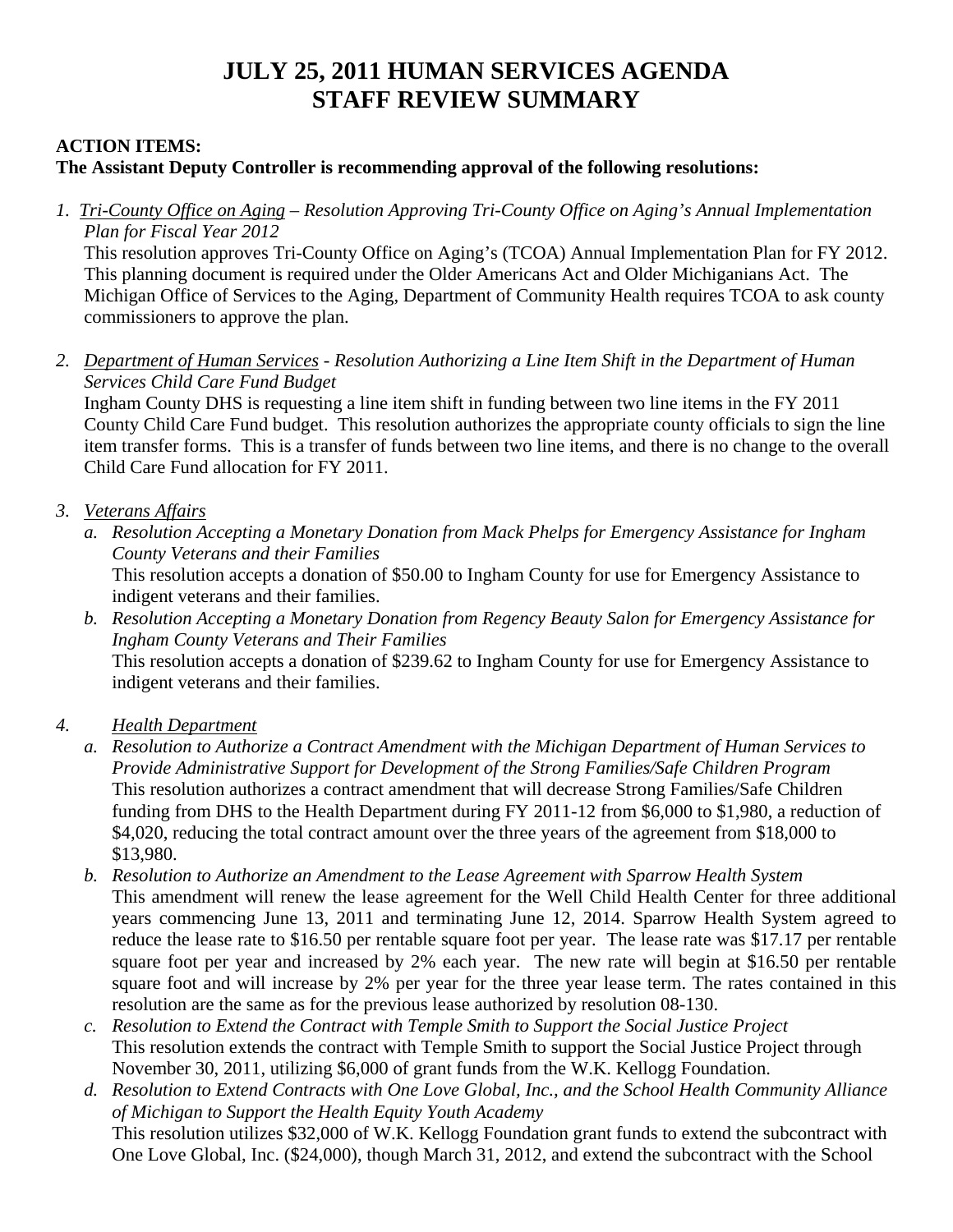# JULY 25, 2011 HUMAN SERVICES AGENDA
# STAFF REVIEW SUMMARY

**ACTION ITEMS:**
**The Assistant Deputy Controller is recommending approval of the following resolutions:**

1. *Tri-County Office on Aging – Resolution Approving Tri-County Office on Aging's Annual Implementation Plan for Fiscal Year 2012*
   This resolution approves Tri-County Office on Aging's (TCOA) Annual Implementation Plan for FY 2012. This planning document is required under the Older Americans Act and Older Michiganians Act. The Michigan Office of Services to the Aging, Department of Community Health requires TCOA to ask county commissioners to approve the plan.

2. *Department of Human Services - Resolution Authorizing a Line Item Shift in the Department of Human Services Child Care Fund Budget*
   Ingham County DHS is requesting a line item shift in funding between two line items in the FY 2011 County Child Care Fund budget. This resolution authorizes the appropriate county officials to sign the line item transfer forms. This is a transfer of funds between two line items, and there is no change to the overall Child Care Fund allocation for FY 2011.

3. *Veterans Affairs*
   a. *Resolution Accepting a Monetary Donation from Mack Phelps for Emergency Assistance for Ingham County Veterans and their Families*
      This resolution accepts a donation of $50.00 to Ingham County for use for Emergency Assistance to indigent veterans and their families.
   b. *Resolution Accepting a Monetary Donation from Regency Beauty Salon for Emergency Assistance for Ingham County Veterans and Their Families*
      This resolution accepts a donation of $239.62 to Ingham County for use for Emergency Assistance to indigent veterans and their families.

4. *Health Department*
   a. *Resolution to Authorize a Contract Amendment with the Michigan Department of Human Services to Provide Administrative Support for Development of the Strong Families/Safe Children Program*
      This resolution authorizes a contract amendment that will decrease Strong Families/Safe Children funding from DHS to the Health Department during FY 2011-12 from $6,000 to $1,980, a reduction of $4,020, reducing the total contract amount over the three years of the agreement from $18,000 to $13,980.
   b. *Resolution to Authorize an Amendment to the Lease Agreement with Sparrow Health System*
      This amendment will renew the lease agreement for the Well Child Health Center for three additional years commencing June 13, 2011 and terminating June 12, 2014. Sparrow Health System agreed to reduce the lease rate to $16.50 per rentable square foot per year. The lease rate was $17.17 per rentable square foot per year and increased by 2% each year. The new rate will begin at $16.50 per rentable square foot and will increase by 2% per year for the three year lease term. The rates contained in this resolution are the same as for the previous lease authorized by resolution 08-130.
   c. *Resolution to Extend the Contract with Temple Smith to Support the Social Justice Project*
      This resolution extends the contract with Temple Smith to support the Social Justice Project through November 30, 2011, utilizing $6,000 of grant funds from the W.K. Kellogg Foundation.
   d. *Resolution to Extend Contracts with One Love Global, Inc., and the School Health Community Alliance of Michigan to Support the Health Equity Youth Academy*
      This resolution utilizes $32,000 of W.K. Kellogg Foundation grant funds to extend the subcontract with One Love Global, Inc. ($24,000), though March 31, 2012, and extend the subcontract with the School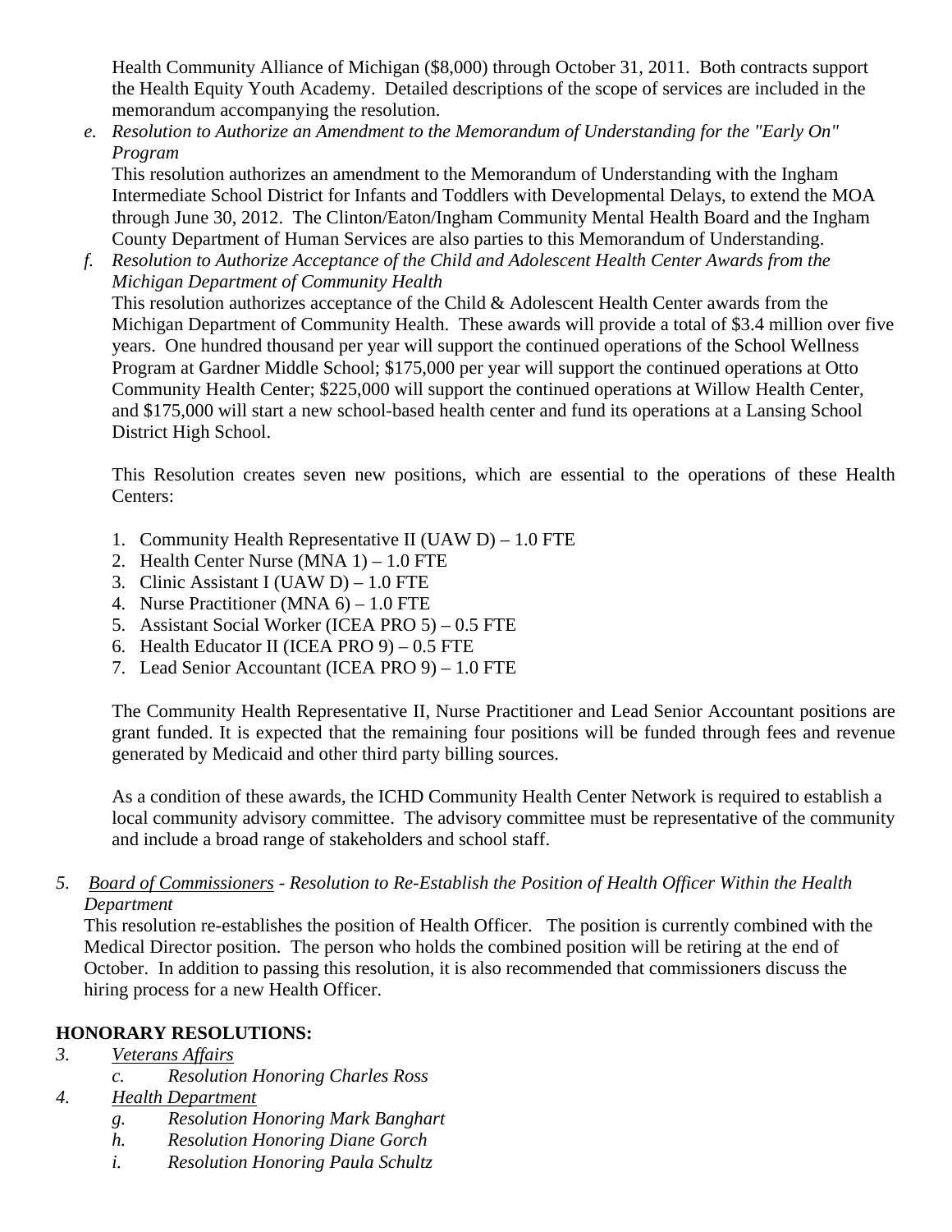Health Community Alliance of Michigan ($8,000) through October 31, 2011. Both contracts support the Health Equity Youth Academy. Detailed descriptions of the scope of services are included in the memorandum accompanying the resolution.

e. *Resolution to Authorize an Amendment to the Memorandum of Understanding for the "Early On" Program*

   This resolution authorizes an amendment to the Memorandum of Understanding with the Ingham Intermediate School District for Infants and Toddlers with Developmental Delays, to extend the MOA through June 30, 2012. The Clinton/Eaton/Ingham Community Mental Health Board and the Ingham County Department of Human Services are also parties to this Memorandum of Understanding.

f. *Resolution to Authorize Acceptance of the Child and Adolescent Health Center Awards from the Michigan Department of Community Health*

   This resolution authorizes acceptance of the Child & Adolescent Health Center awards from the Michigan Department of Community Health. These awards will provide a total of $3.4 million over five years. One hundred thousand per year will support the continued operations of the School Wellness Program at Gardner Middle School; $175,000 per year will support the continued operations at Otto Community Health Center; $225,000 will support the continued operations at Willow Health Center, and $175,000 will start a new school-based health center and fund its operations at a Lansing School District High School.

   This Resolution creates seven new positions, which are essential to the operations of these Health Centers:

   1. Community Health Representative II (UAW D) – 1.0 FTE
   2. Health Center Nurse (MNA 1) – 1.0 FTE
   3. Clinic Assistant I (UAW D) – 1.0 FTE
   4. Nurse Practitioner (MNA 6) – 1.0 FTE
   5. Assistant Social Worker (ICEA PRO 5) – 0.5 FTE
   6. Health Educator II (ICEA PRO 9) – 0.5 FTE
   7. Lead Senior Accountant (ICEA PRO 9) – 1.0 FTE

   The Community Health Representative II, Nurse Practitioner and Lead Senior Accountant positions are grant funded. It is expected that the remaining four positions will be funded through fees and revenue generated by Medicaid and other third party billing sources.

   As a condition of these awards, the ICHD Community Health Center Network is required to establish a local community advisory committee. The advisory committee must be representative of the community and include a broad range of stakeholders and school staff.

5. Board of Commissioners - *Resolution to Re-Establish the Position of Health Officer Within the Health Department*

   This resolution re-establishes the position of Health Officer. The position is currently combined with the Medical Director position. The person who holds the combined position will be retiring at the end of October. In addition to passing this resolution, it is also recommended that commissioners discuss the hiring process for a new Health Officer.

**HONORARY RESOLUTIONS:**

3. Veterans Affairs
   - c. *Resolution Honoring Charles Ross*
4. Health Department
   - g. *Resolution Honoring Mark Banghart*
   - h. *Resolution Honoring Diane Gorch*
   - i. *Resolution Honoring Paula Schultz*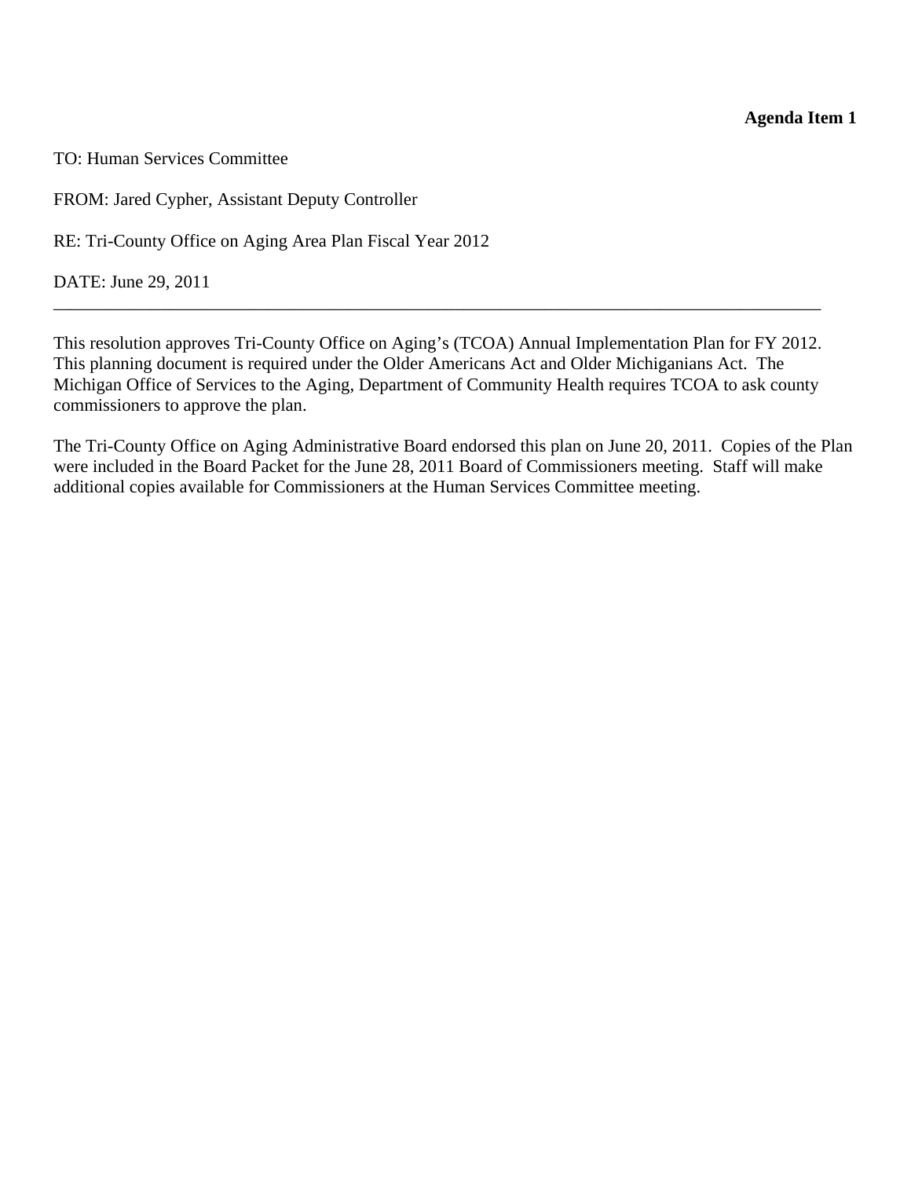**Agenda Item 1**

TO: Human Services Committee

FROM: Jared Cypher, Assistant Deputy Controller

RE: Tri-County Office on Aging Area Plan Fiscal Year 2012

DATE: June 29, 2011

---

This resolution approves Tri-County Office on Aging's (TCOA) Annual Implementation Plan for FY 2012. This planning document is required under the Older Americans Act and Older Michiganians Act. The Michigan Office of Services to the Aging, Department of Community Health requires TCOA to ask county commissioners to approve the plan.

The Tri-County Office on Aging Administrative Board endorsed this plan on June 20, 2011. Copies of the Plan were included in the Board Packet for the June 28, 2011 Board of Commissioners meeting. Staff will make additional copies available for Commissioners at the Human Services Committee meeting.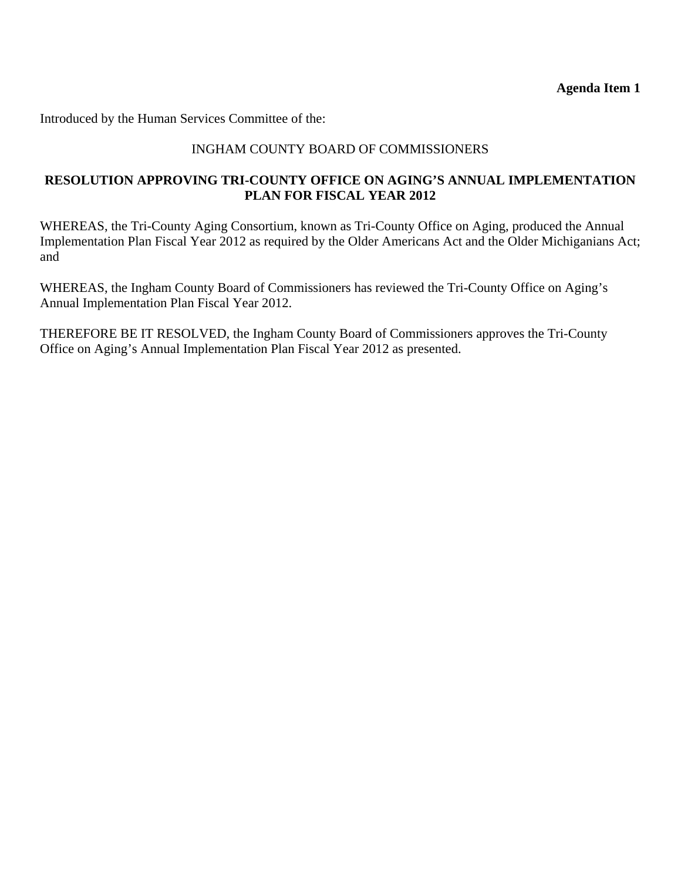**Agenda Item 1**

Introduced by the Human Services Committee of the:

INGHAM COUNTY BOARD OF COMMISSIONERS

## RESOLUTION APPROVING TRI-COUNTY OFFICE ON AGING'S ANNUAL IMPLEMENTATION PLAN FOR FISCAL YEAR 2012

WHEREAS, the Tri-County Aging Consortium, known as Tri-County Office on Aging, produced the Annual Implementation Plan Fiscal Year 2012 as required by the Older Americans Act and the Older Michiganians Act; and

WHEREAS, the Ingham County Board of Commissioners has reviewed the Tri-County Office on Aging's Annual Implementation Plan Fiscal Year 2012.

THEREFORE BE IT RESOLVED, the Ingham County Board of Commissioners approves the Tri-County Office on Aging's Annual Implementation Plan Fiscal Year 2012 as presented.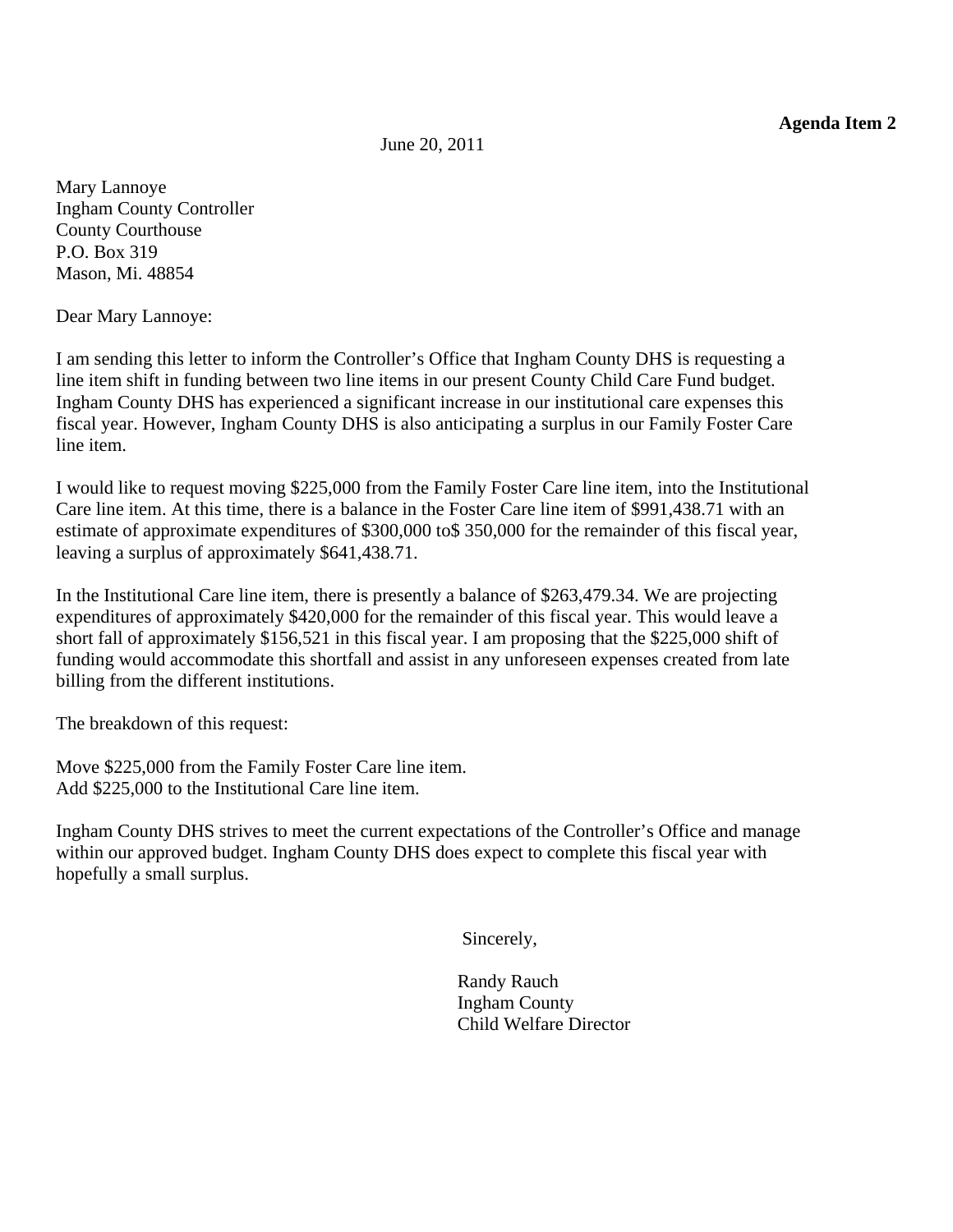**Agenda Item 2**

June 20, 2011

Mary Lannoye  
Ingham County Controller  
County Courthouse  
P.O. Box 319  
Mason, Mi. 48854

Dear Mary Lannoye:

I am sending this letter to inform the Controller's Office that Ingham County DHS is requesting a line item shift in funding between two line items in our present County Child Care Fund budget. Ingham County DHS has experienced a significant increase in our institutional care expenses this fiscal year. However, Ingham County DHS is also anticipating a surplus in our Family Foster Care line item.

I would like to request moving $225,000 from the Family Foster Care line item, into the Institutional Care line item. At this time, there is a balance in the Foster Care line item of $991,438.71 with an estimate of approximate expenditures of $300,000 to$ 350,000 for the remainder of this fiscal year, leaving a surplus of approximately $641,438.71.

In the Institutional Care line item, there is presently a balance of $263,479.34. We are projecting expenditures of approximately $420,000 for the remainder of this fiscal year. This would leave a short fall of approximately $156,521 in this fiscal year. I am proposing that the $225,000 shift of funding would accommodate this shortfall and assist in any unforeseen expenses created from late billing from the different institutions.

The breakdown of this request:

Move $225,000 from the Family Foster Care line item.  
Add $225,000 to the Institutional Care line item.

Ingham County DHS strives to meet the current expectations of the Controller's Office and manage within our approved budget. Ingham County DHS does expect to complete this fiscal year with hopefully a small surplus.

Sincerely,

Randy Rauch  
Ingham County  
Child Welfare Director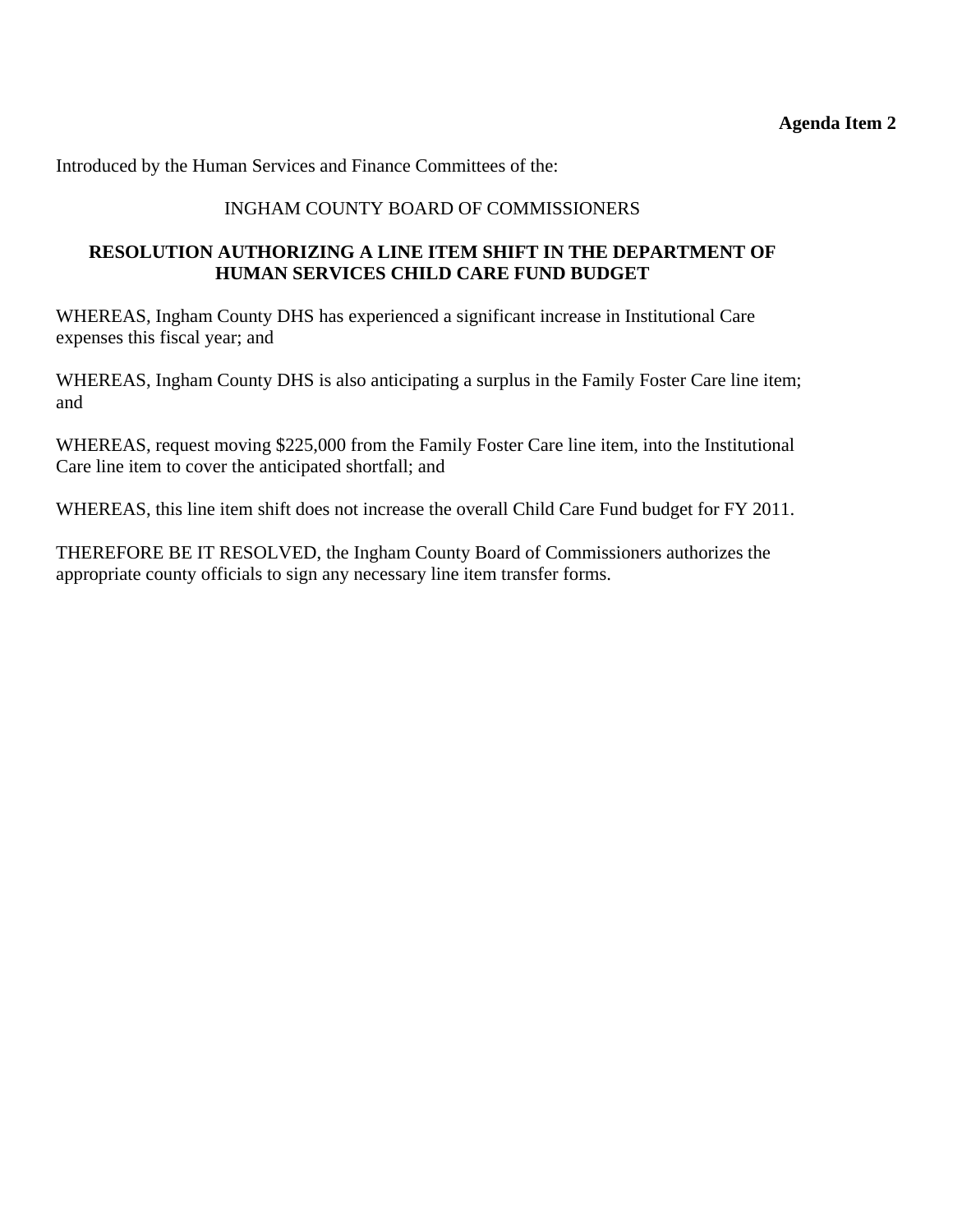**Agenda Item 2**

Introduced by the Human Services and Finance Committees of the:

INGHAM COUNTY BOARD OF COMMISSIONERS

**RESOLUTION AUTHORIZING A LINE ITEM SHIFT IN THE DEPARTMENT OF HUMAN SERVICES CHILD CARE FUND BUDGET**

WHEREAS, Ingham County DHS has experienced a significant increase in Institutional Care expenses this fiscal year; and

WHEREAS, Ingham County DHS is also anticipating a surplus in the Family Foster Care line item; and

WHEREAS, request moving $225,000 from the Family Foster Care line item, into the Institutional Care line item to cover the anticipated shortfall; and

WHEREAS, this line item shift does not increase the overall Child Care Fund budget for FY 2011.

THEREFORE BE IT RESOLVED, the Ingham County Board of Commissioners authorizes the appropriate county officials to sign any necessary line item transfer forms.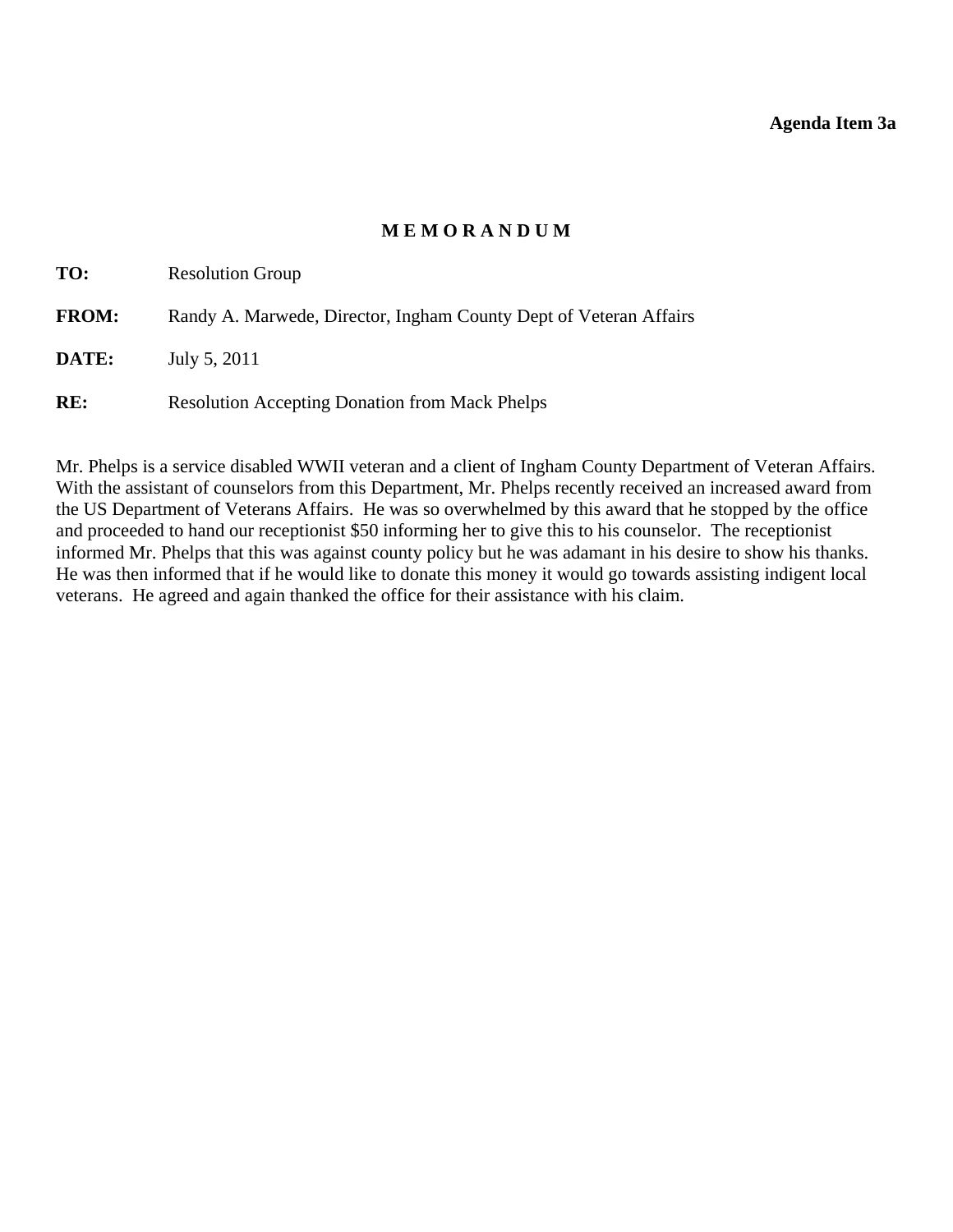**Agenda Item 3a**

# M E M O R A N D U M

**TO:** Resolution Group

**FROM:** Randy A. Marwede, Director, Ingham County Dept of Veteran Affairs

**DATE:** July 5, 2011

**RE:** Resolution Accepting Donation from Mack Phelps

Mr. Phelps is a service disabled WWII veteran and a client of Ingham County Department of Veteran Affairs. With the assistant of counselors from this Department, Mr. Phelps recently received an increased award from the US Department of Veterans Affairs. He was so overwhelmed by this award that he stopped by the office and proceeded to hand our receptionist $50 informing her to give this to his counselor. The receptionist informed Mr. Phelps that this was against county policy but he was adamant in his desire to show his thanks. He was then informed that if he would like to donate this money it would go towards assisting indigent local veterans. He agreed and again thanked the office for their assistance with his claim.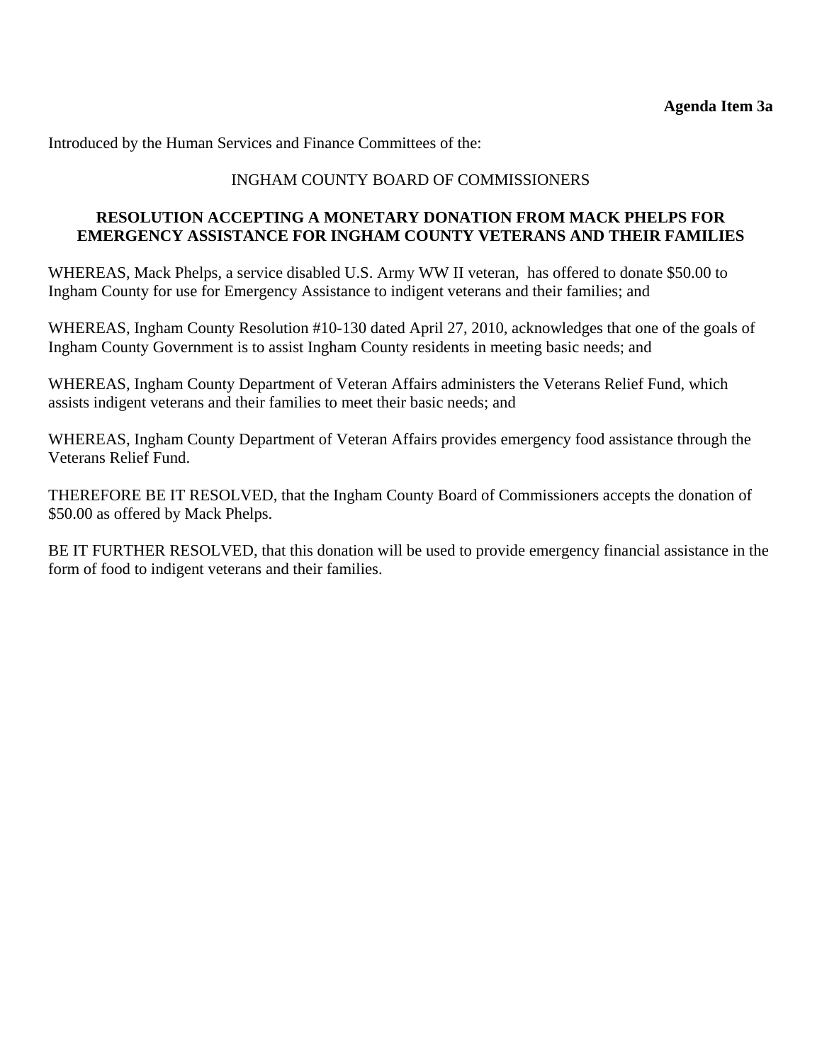**Agenda Item 3a**

Introduced by the Human Services and Finance Committees of the:

INGHAM COUNTY BOARD OF COMMISSIONERS

**RESOLUTION ACCEPTING A MONETARY DONATION FROM MACK PHELPS FOR EMERGENCY ASSISTANCE FOR INGHAM COUNTY VETERANS AND THEIR FAMILIES**

WHEREAS, Mack Phelps, a service disabled U.S. Army WW II veteran, has offered to donate $50.00 to Ingham County for use for Emergency Assistance to indigent veterans and their families; and

WHEREAS, Ingham County Resolution #10-130 dated April 27, 2010, acknowledges that one of the goals of Ingham County Government is to assist Ingham County residents in meeting basic needs; and

WHEREAS, Ingham County Department of Veteran Affairs administers the Veterans Relief Fund, which assists indigent veterans and their families to meet their basic needs; and

WHEREAS, Ingham County Department of Veteran Affairs provides emergency food assistance through the Veterans Relief Fund.

THEREFORE BE IT RESOLVED, that the Ingham County Board of Commissioners accepts the donation of $50.00 as offered by Mack Phelps.

BE IT FURTHER RESOLVED, that this donation will be used to provide emergency financial assistance in the form of food to indigent veterans and their families.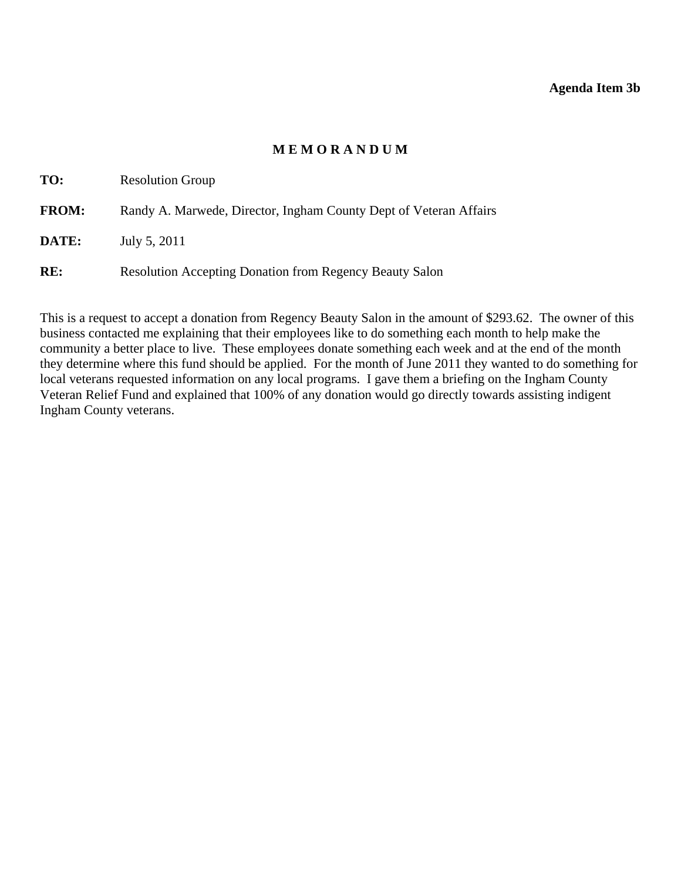**Agenda Item 3b**

# M E M O R A N D U M

**TO:** Resolution Group

**FROM:** Randy A. Marwede, Director, Ingham County Dept of Veteran Affairs

**DATE:** July 5, 2011

**RE:** Resolution Accepting Donation from Regency Beauty Salon

This is a request to accept a donation from Regency Beauty Salon in the amount of $293.62. The owner of this business contacted me explaining that their employees like to do something each month to help make the community a better place to live. These employees donate something each week and at the end of the month they determine where this fund should be applied. For the month of June 2011 they wanted to do something for local veterans requested information on any local programs. I gave them a briefing on the Ingham County Veteran Relief Fund and explained that 100% of any donation would go directly towards assisting indigent Ingham County veterans.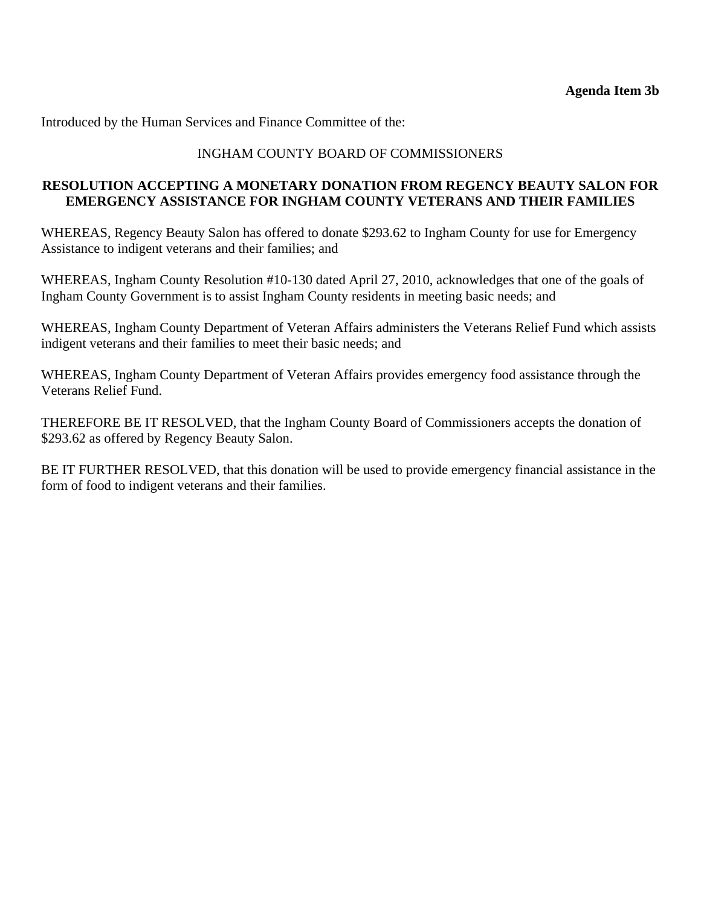**Agenda Item 3b**

Introduced by the Human Services and Finance Committee of the:

INGHAM COUNTY BOARD OF COMMISSIONERS

**RESOLUTION ACCEPTING A MONETARY DONATION FROM REGENCY BEAUTY SALON FOR EMERGENCY ASSISTANCE FOR INGHAM COUNTY VETERANS AND THEIR FAMILIES**

WHEREAS, Regency Beauty Salon has offered to donate $293.62 to Ingham County for use for Emergency Assistance to indigent veterans and their families; and

WHEREAS, Ingham County Resolution #10-130 dated April 27, 2010, acknowledges that one of the goals of Ingham County Government is to assist Ingham County residents in meeting basic needs; and

WHEREAS, Ingham County Department of Veteran Affairs administers the Veterans Relief Fund which assists indigent veterans and their families to meet their basic needs; and

WHEREAS, Ingham County Department of Veteran Affairs provides emergency food assistance through the Veterans Relief Fund.

THEREFORE BE IT RESOLVED, that the Ingham County Board of Commissioners accepts the donation of $293.62 as offered by Regency Beauty Salon.

BE IT FURTHER RESOLVED, that this donation will be used to provide emergency financial assistance in the form of food to indigent veterans and their families.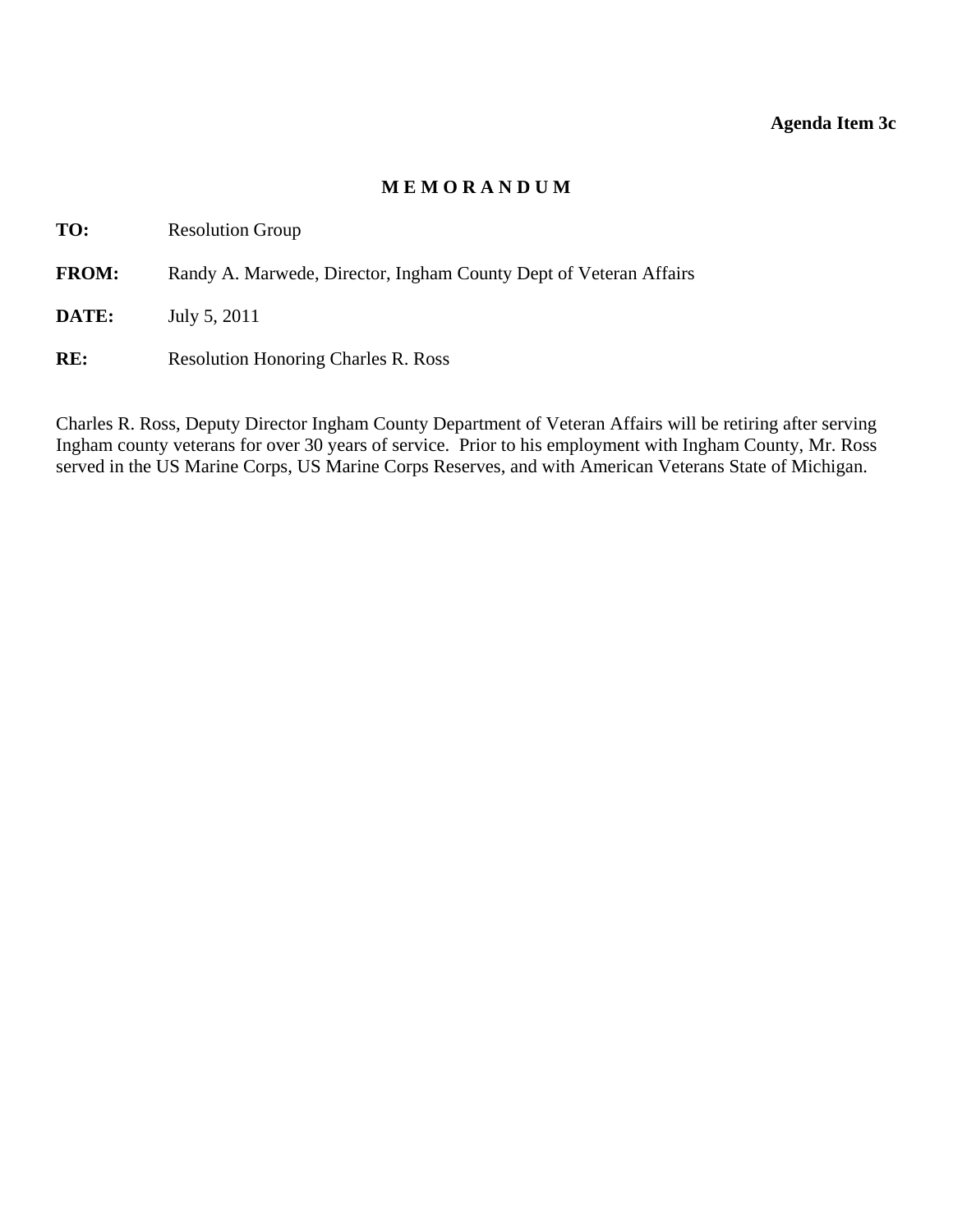**Agenda Item 3c**

# M E M O R A N D U M

**TO:** Resolution Group

**FROM:** Randy A. Marwede, Director, Ingham County Dept of Veteran Affairs

**DATE:** July 5, 2011

**RE:** Resolution Honoring Charles R. Ross

Charles R. Ross, Deputy Director Ingham County Department of Veteran Affairs will be retiring after serving Ingham county veterans for over 30 years of service. Prior to his employment with Ingham County, Mr. Ross served in the US Marine Corps, US Marine Corps Reserves, and with American Veterans State of Michigan.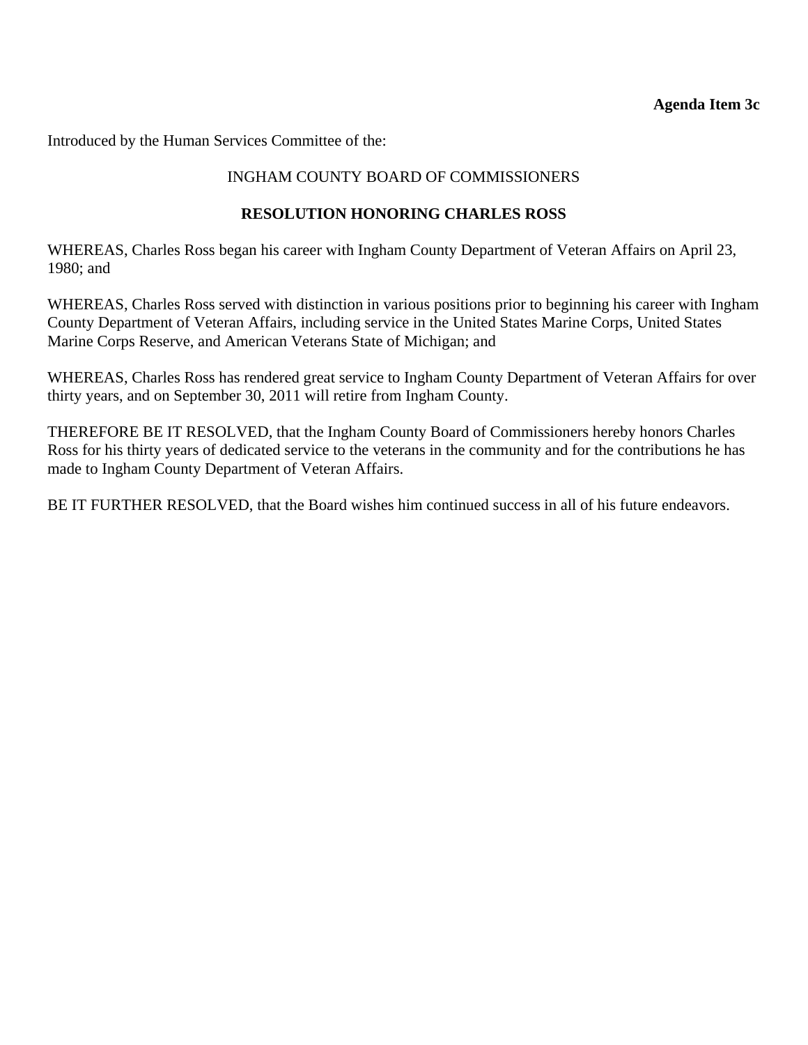**Agenda Item 3c**

Introduced by the Human Services Committee of the:

INGHAM COUNTY BOARD OF COMMISSIONERS

**RESOLUTION HONORING CHARLES ROSS**

WHEREAS, Charles Ross began his career with Ingham County Department of Veteran Affairs on April 23, 1980; and

WHEREAS, Charles Ross served with distinction in various positions prior to beginning his career with Ingham County Department of Veteran Affairs, including service in the United States Marine Corps, United States Marine Corps Reserve, and American Veterans State of Michigan; and

WHEREAS, Charles Ross has rendered great service to Ingham County Department of Veteran Affairs for over thirty years, and on September 30, 2011 will retire from Ingham County.

THEREFORE BE IT RESOLVED, that the Ingham County Board of Commissioners hereby honors Charles Ross for his thirty years of dedicated service to the veterans in the community and for the contributions he has made to Ingham County Department of Veteran Affairs.

BE IT FURTHER RESOLVED, that the Board wishes him continued success in all of his future endeavors.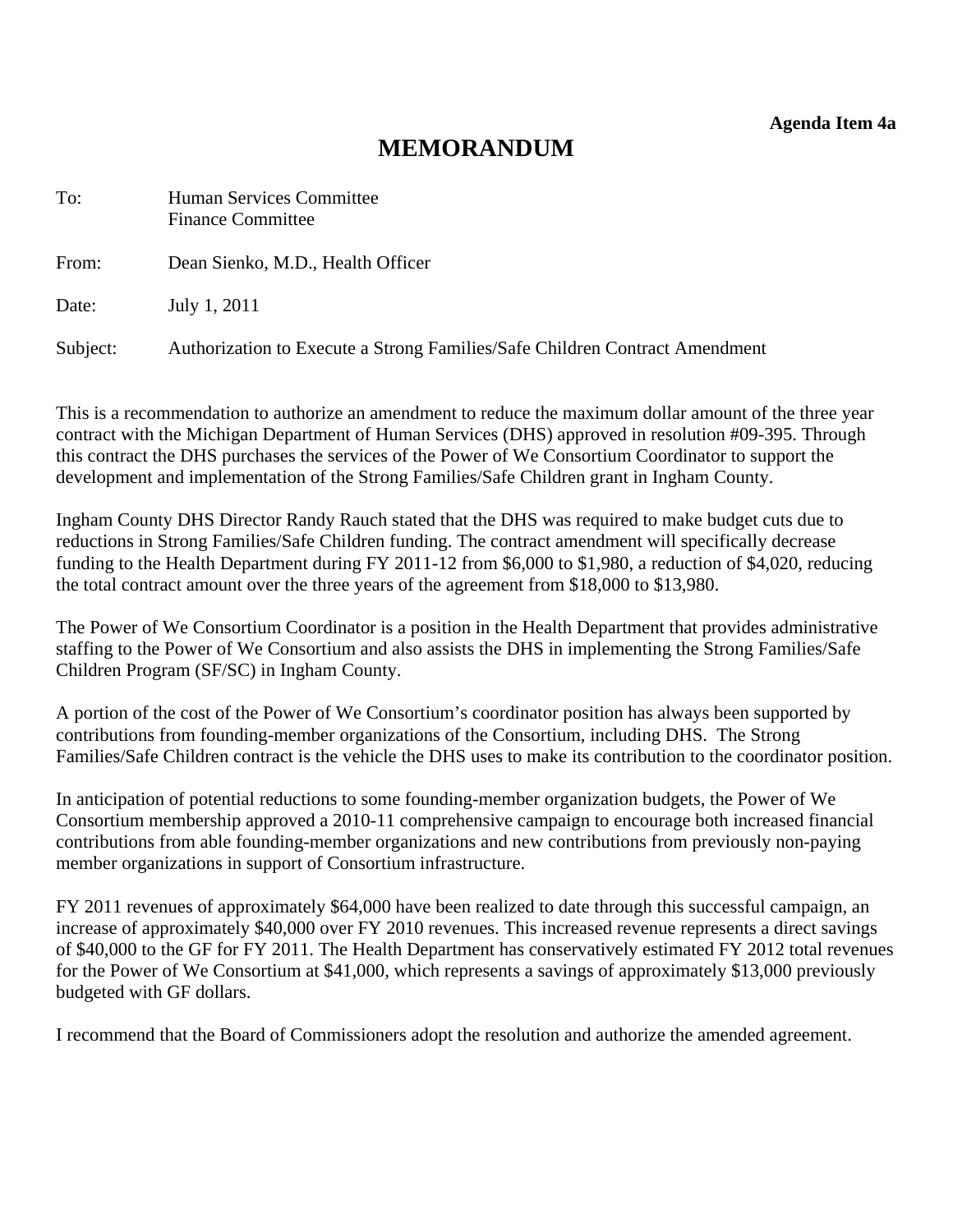**Agenda Item 4a**

# MEMORANDUM

To: Human Services Committee
Finance Committee

From: Dean Sienko, M.D., Health Officer

Date: July 1, 2011

Subject: Authorization to Execute a Strong Families/Safe Children Contract Amendment

This is a recommendation to authorize an amendment to reduce the maximum dollar amount of the three year contract with the Michigan Department of Human Services (DHS) approved in resolution #09-395. Through this contract the DHS purchases the services of the Power of We Consortium Coordinator to support the development and implementation of the Strong Families/Safe Children grant in Ingham County.

Ingham County DHS Director Randy Rauch stated that the DHS was required to make budget cuts due to reductions in Strong Families/Safe Children funding. The contract amendment will specifically decrease funding to the Health Department during FY 2011-12 from $6,000 to $1,980, a reduction of $4,020, reducing the total contract amount over the three years of the agreement from $18,000 to $13,980.

The Power of We Consortium Coordinator is a position in the Health Department that provides administrative staffing to the Power of We Consortium and also assists the DHS in implementing the Strong Families/Safe Children Program (SF/SC) in Ingham County.

A portion of the cost of the Power of We Consortium's coordinator position has always been supported by contributions from founding-member organizations of the Consortium, including DHS. The Strong Families/Safe Children contract is the vehicle the DHS uses to make its contribution to the coordinator position.

In anticipation of potential reductions to some founding-member organization budgets, the Power of We Consortium membership approved a 2010-11 comprehensive campaign to encourage both increased financial contributions from able founding-member organizations and new contributions from previously non-paying member organizations in support of Consortium infrastructure.

FY 2011 revenues of approximately $64,000 have been realized to date through this successful campaign, an increase of approximately $40,000 over FY 2010 revenues. This increased revenue represents a direct savings of $40,000 to the GF for FY 2011. The Health Department has conservatively estimated FY 2012 total revenues for the Power of We Consortium at $41,000, which represents a savings of approximately $13,000 previously budgeted with GF dollars.

I recommend that the Board of Commissioners adopt the resolution and authorize the amended agreement.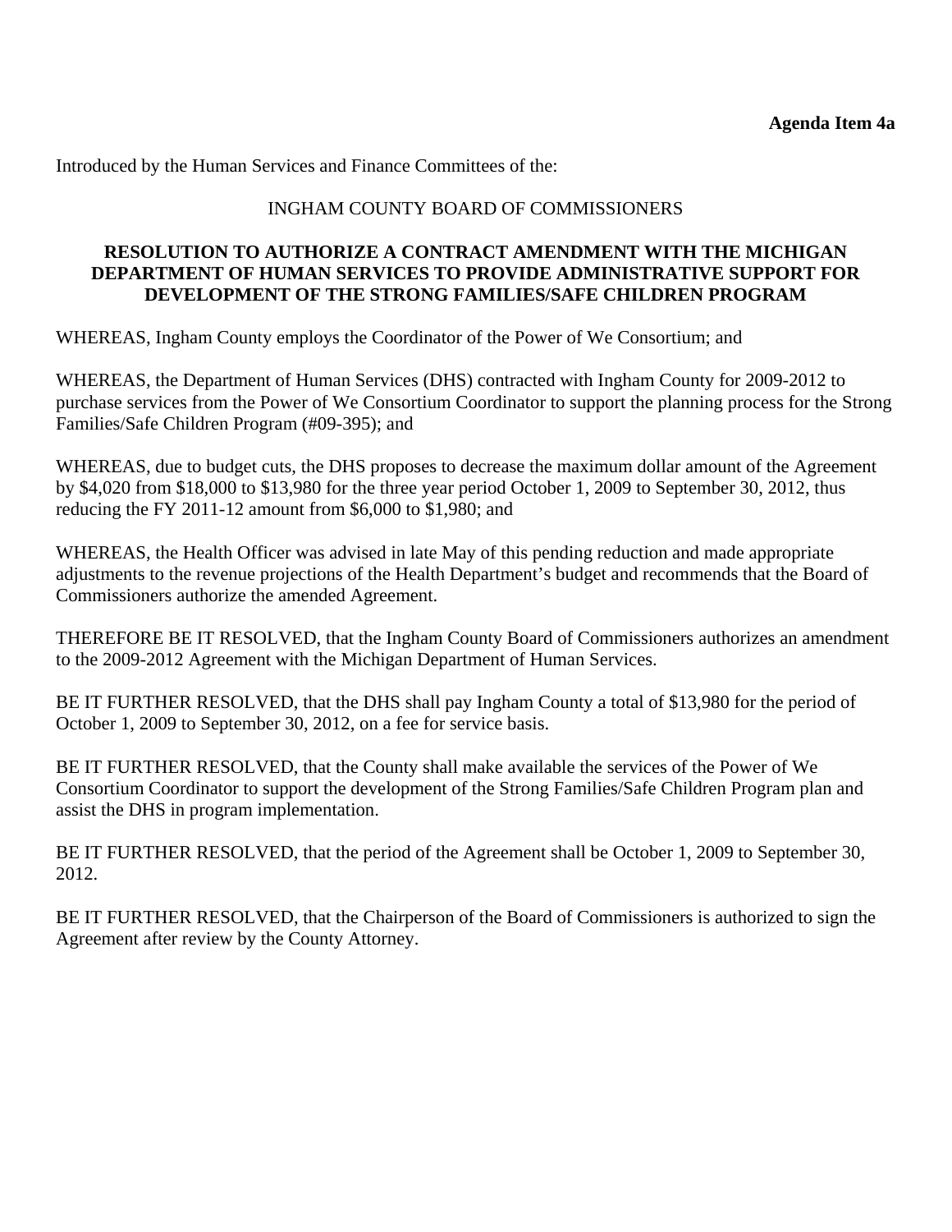**Agenda Item 4a**

Introduced by the Human Services and Finance Committees of the:

INGHAM COUNTY BOARD OF COMMISSIONERS

**RESOLUTION TO AUTHORIZE A CONTRACT AMENDMENT WITH THE MICHIGAN DEPARTMENT OF HUMAN SERVICES TO PROVIDE ADMINISTRATIVE SUPPORT FOR DEVELOPMENT OF THE STRONG FAMILIES/SAFE CHILDREN PROGRAM**

WHEREAS, Ingham County employs the Coordinator of the Power of We Consortium; and

WHEREAS, the Department of Human Services (DHS) contracted with Ingham County for 2009-2012 to purchase services from the Power of We Consortium Coordinator to support the planning process for the Strong Families/Safe Children Program (#09-395); and

WHEREAS, due to budget cuts, the DHS proposes to decrease the maximum dollar amount of the Agreement by $4,020 from $18,000 to $13,980 for the three year period October 1, 2009 to September 30, 2012, thus reducing the FY 2011-12 amount from $6,000 to $1,980; and

WHEREAS, the Health Officer was advised in late May of this pending reduction and made appropriate adjustments to the revenue projections of the Health Department's budget and recommends that the Board of Commissioners authorize the amended Agreement.

THEREFORE BE IT RESOLVED, that the Ingham County Board of Commissioners authorizes an amendment to the 2009-2012 Agreement with the Michigan Department of Human Services.

BE IT FURTHER RESOLVED, that the DHS shall pay Ingham County a total of $13,980 for the period of October 1, 2009 to September 30, 2012, on a fee for service basis.

BE IT FURTHER RESOLVED, that the County shall make available the services of the Power of We Consortium Coordinator to support the development of the Strong Families/Safe Children Program plan and assist the DHS in program implementation.

BE IT FURTHER RESOLVED, that the period of the Agreement shall be October 1, 2009 to September 30, 2012.

BE IT FURTHER RESOLVED, that the Chairperson of the Board of Commissioners is authorized to sign the Agreement after review by the County Attorney.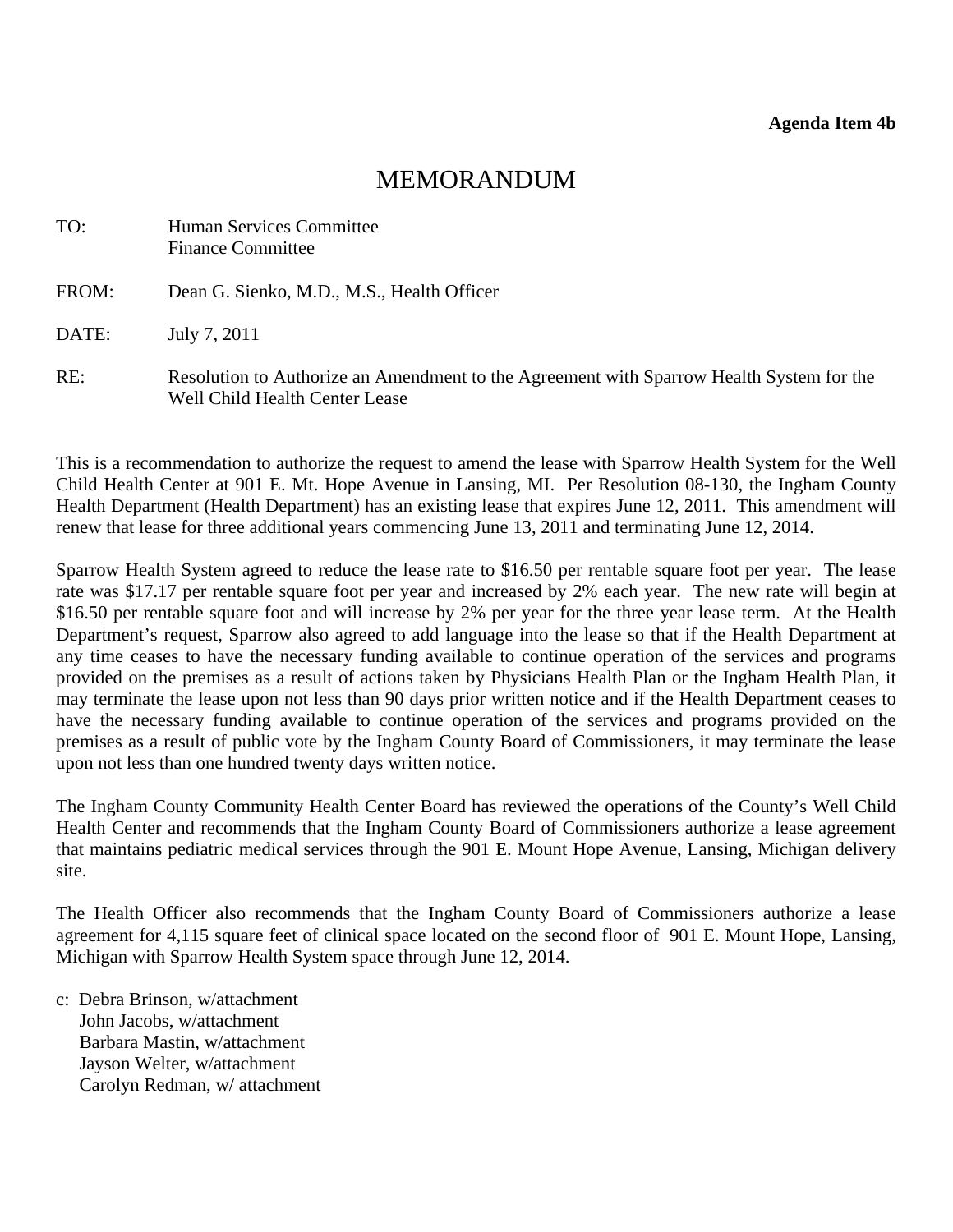**Agenda Item 4b**

# MEMORANDUM

TO: Human Services Committee
Finance Committee

FROM: Dean G. Sienko, M.D., M.S., Health Officer

DATE: July 7, 2011

RE: Resolution to Authorize an Amendment to the Agreement with Sparrow Health System for the Well Child Health Center Lease

This is a recommendation to authorize the request to amend the lease with Sparrow Health System for the Well Child Health Center at 901 E. Mt. Hope Avenue in Lansing, MI. Per Resolution 08-130, the Ingham County Health Department (Health Department) has an existing lease that expires June 12, 2011. This amendment will renew that lease for three additional years commencing June 13, 2011 and terminating June 12, 2014.

Sparrow Health System agreed to reduce the lease rate to $16.50 per rentable square foot per year. The lease rate was $17.17 per rentable square foot per year and increased by 2% each year. The new rate will begin at $16.50 per rentable square foot and will increase by 2% per year for the three year lease term. At the Health Department's request, Sparrow also agreed to add language into the lease so that if the Health Department at any time ceases to have the necessary funding available to continue operation of the services and programs provided on the premises as a result of actions taken by Physicians Health Plan or the Ingham Health Plan, it may terminate the lease upon not less than 90 days prior written notice and if the Health Department ceases to have the necessary funding available to continue operation of the services and programs provided on the premises as a result of public vote by the Ingham County Board of Commissioners, it may terminate the lease upon not less than one hundred twenty days written notice.

The Ingham County Community Health Center Board has reviewed the operations of the County's Well Child Health Center and recommends that the Ingham County Board of Commissioners authorize a lease agreement that maintains pediatric medical services through the 901 E. Mount Hope Avenue, Lansing, Michigan delivery site.

The Health Officer also recommends that the Ingham County Board of Commissioners authorize a lease agreement for 4,115 square feet of clinical space located on the second floor of 901 E. Mount Hope, Lansing, Michigan with Sparrow Health System space through June 12, 2014.

c: Debra Brinson, w/attachment
John Jacobs, w/attachment
Barbara Mastin, w/attachment
Jayson Welter, w/attachment
Carolyn Redman, w/ attachment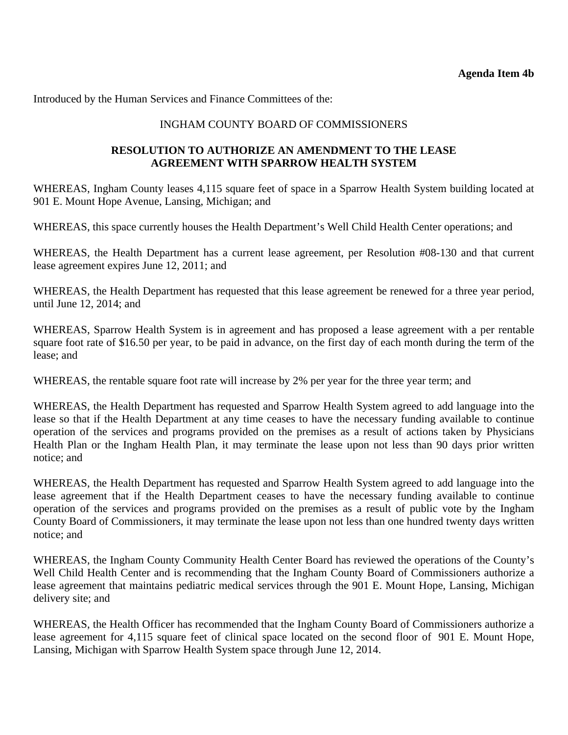**Agenda Item 4b**

Introduced by the Human Services and Finance Committees of the:

INGHAM COUNTY BOARD OF COMMISSIONERS

**RESOLUTION TO AUTHORIZE AN AMENDMENT TO THE LEASE AGREEMENT WITH SPARROW HEALTH SYSTEM**

WHEREAS, Ingham County leases 4,115 square feet of space in a Sparrow Health System building located at 901 E. Mount Hope Avenue, Lansing, Michigan; and

WHEREAS, this space currently houses the Health Department's Well Child Health Center operations; and

WHEREAS, the Health Department has a current lease agreement, per Resolution #08-130 and that current lease agreement expires June 12, 2011; and

WHEREAS, the Health Department has requested that this lease agreement be renewed for a three year period, until June 12, 2014; and

WHEREAS, Sparrow Health System is in agreement and has proposed a lease agreement with a per rentable square foot rate of $16.50 per year, to be paid in advance, on the first day of each month during the term of the lease; and

WHEREAS, the rentable square foot rate will increase by 2% per year for the three year term; and

WHEREAS, the Health Department has requested and Sparrow Health System agreed to add language into the lease so that if the Health Department at any time ceases to have the necessary funding available to continue operation of the services and programs provided on the premises as a result of actions taken by Physicians Health Plan or the Ingham Health Plan, it may terminate the lease upon not less than 90 days prior written notice; and

WHEREAS, the Health Department has requested and Sparrow Health System agreed to add language into the lease agreement that if the Health Department ceases to have the necessary funding available to continue operation of the services and programs provided on the premises as a result of public vote by the Ingham County Board of Commissioners, it may terminate the lease upon not less than one hundred twenty days written notice; and

WHEREAS, the Ingham County Community Health Center Board has reviewed the operations of the County's Well Child Health Center and is recommending that the Ingham County Board of Commissioners authorize a lease agreement that maintains pediatric medical services through the 901 E. Mount Hope, Lansing, Michigan delivery site; and

WHEREAS, the Health Officer has recommended that the Ingham County Board of Commissioners authorize a lease agreement for 4,115 square feet of clinical space located on the second floor of 901 E. Mount Hope, Lansing, Michigan with Sparrow Health System space through June 12, 2014.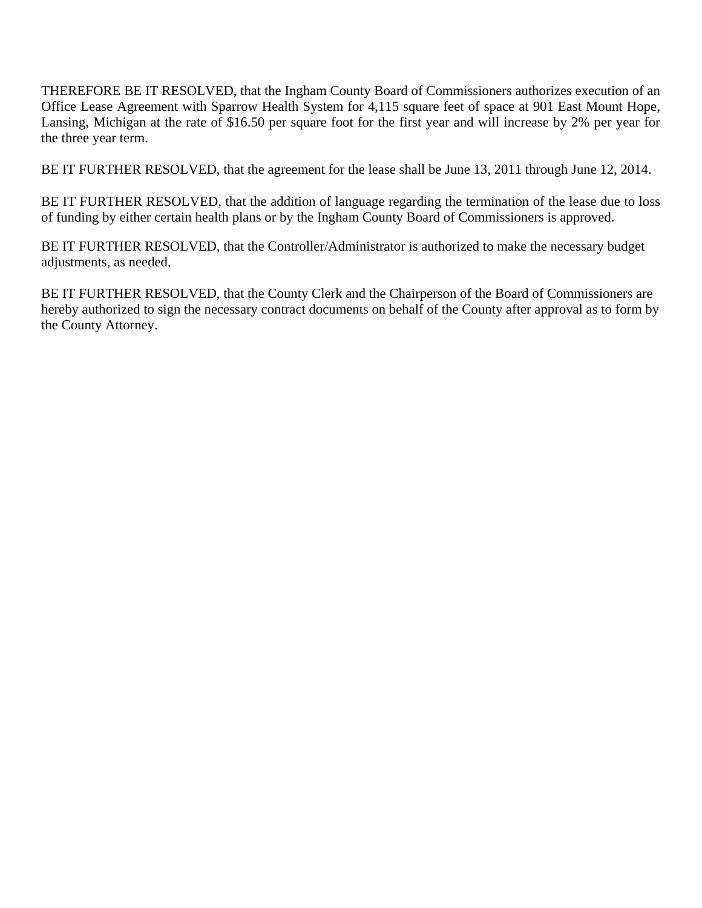THEREFORE BE IT RESOLVED, that the Ingham County Board of Commissioners authorizes execution of an Office Lease Agreement with Sparrow Health System for 4,115 square feet of space at 901 East Mount Hope, Lansing, Michigan at the rate of $16.50 per square foot for the first year and will increase by 2% per year for the three year term.

BE IT FURTHER RESOLVED, that the agreement for the lease shall be June 13, 2011 through June 12, 2014.

BE IT FURTHER RESOLVED, that the addition of language regarding the termination of the lease due to loss of funding by either certain health plans or by the Ingham County Board of Commissioners is approved.

BE IT FURTHER RESOLVED, that the Controller/Administrator is authorized to make the necessary budget adjustments, as needed.

BE IT FURTHER RESOLVED, that the County Clerk and the Chairperson of the Board of Commissioners are hereby authorized to sign the necessary contract documents on behalf of the County after approval as to form by the County Attorney.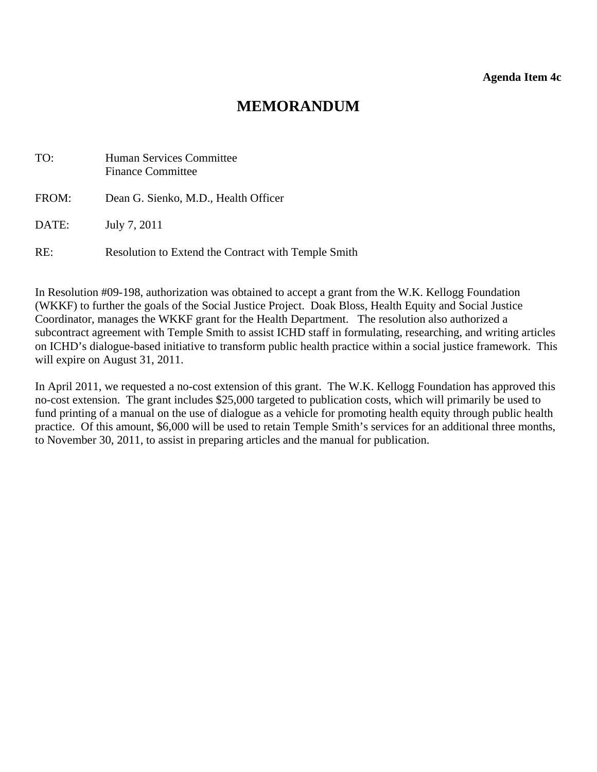**Agenda Item 4c**

# MEMORANDUM

TO: Human Services Committee
Finance Committee

FROM: Dean G. Sienko, M.D., Health Officer

DATE: July 7, 2011

RE: Resolution to Extend the Contract with Temple Smith

In Resolution #09-198, authorization was obtained to accept a grant from the W.K. Kellogg Foundation (WKKF) to further the goals of the Social Justice Project. Doak Bloss, Health Equity and Social Justice Coordinator, manages the WKKF grant for the Health Department. The resolution also authorized a subcontract agreement with Temple Smith to assist ICHD staff in formulating, researching, and writing articles on ICHD's dialogue-based initiative to transform public health practice within a social justice framework. This will expire on August 31, 2011.

In April 2011, we requested a no-cost extension of this grant. The W.K. Kellogg Foundation has approved this no-cost extension. The grant includes $25,000 targeted to publication costs, which will primarily be used to fund printing of a manual on the use of dialogue as a vehicle for promoting health equity through public health practice. Of this amount, $6,000 will be used to retain Temple Smith's services for an additional three months, to November 30, 2011, to assist in preparing articles and the manual for publication.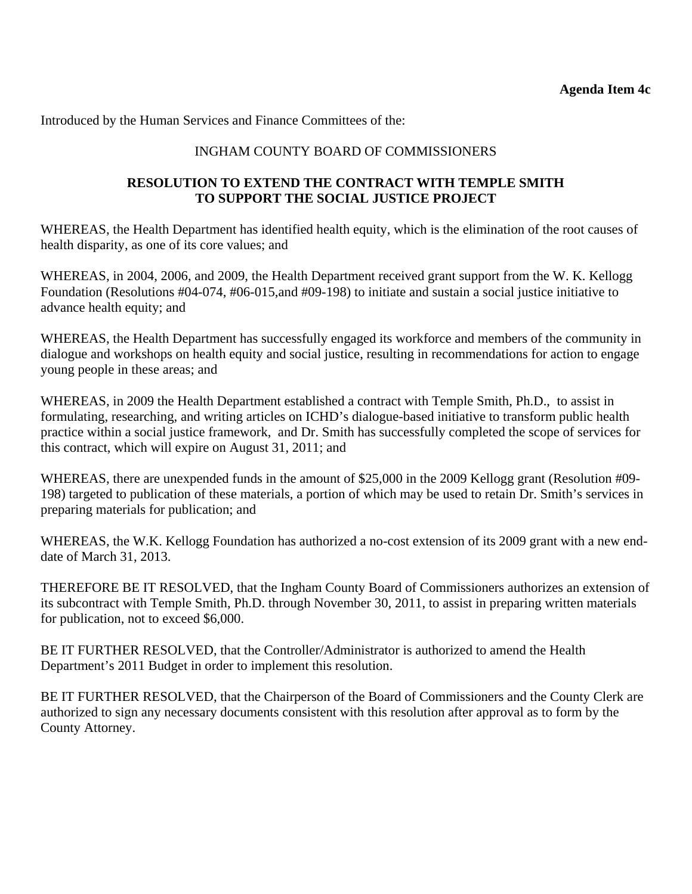**Agenda Item 4c**

Introduced by the Human Services and Finance Committees of the:

INGHAM COUNTY BOARD OF COMMISSIONERS

**RESOLUTION TO EXTEND THE CONTRACT WITH TEMPLE SMITH TO SUPPORT THE SOCIAL JUSTICE PROJECT**

WHEREAS, the Health Department has identified health equity, which is the elimination of the root causes of health disparity, as one of its core values; and

WHEREAS, in 2004, 2006, and 2009, the Health Department received grant support from the W. K. Kellogg Foundation (Resolutions #04-074, #06-015,and #09-198) to initiate and sustain a social justice initiative to advance health equity; and

WHEREAS, the Health Department has successfully engaged its workforce and members of the community in dialogue and workshops on health equity and social justice, resulting in recommendations for action to engage young people in these areas; and

WHEREAS, in 2009 the Health Department established a contract with Temple Smith, Ph.D., to assist in formulating, researching, and writing articles on ICHD's dialogue-based initiative to transform public health practice within a social justice framework, and Dr. Smith has successfully completed the scope of services for this contract, which will expire on August 31, 2011; and

WHEREAS, there are unexpended funds in the amount of $25,000 in the 2009 Kellogg grant (Resolution #09-198) targeted to publication of these materials, a portion of which may be used to retain Dr. Smith's services in preparing materials for publication; and

WHEREAS, the W.K. Kellogg Foundation has authorized a no-cost extension of its 2009 grant with a new end-date of March 31, 2013.

THEREFORE BE IT RESOLVED, that the Ingham County Board of Commissioners authorizes an extension of its subcontract with Temple Smith, Ph.D. through November 30, 2011, to assist in preparing written materials for publication, not to exceed $6,000.

BE IT FURTHER RESOLVED, that the Controller/Administrator is authorized to amend the Health Department's 2011 Budget in order to implement this resolution.

BE IT FURTHER RESOLVED, that the Chairperson of the Board of Commissioners and the County Clerk are authorized to sign any necessary documents consistent with this resolution after approval as to form by the County Attorney.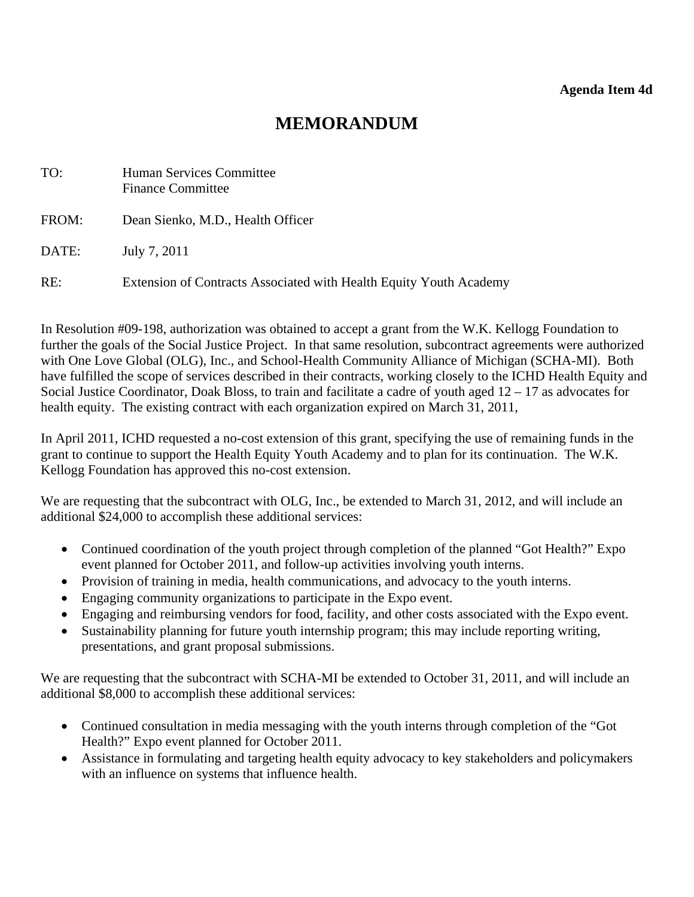**Agenda Item 4d**

# MEMORANDUM

TO: Human Services Committee
Finance Committee

FROM: Dean Sienko, M.D., Health Officer

DATE: July 7, 2011

RE: Extension of Contracts Associated with Health Equity Youth Academy

In Resolution #09-198, authorization was obtained to accept a grant from the W.K. Kellogg Foundation to further the goals of the Social Justice Project. In that same resolution, subcontract agreements were authorized with One Love Global (OLG), Inc., and School-Health Community Alliance of Michigan (SCHA-MI). Both have fulfilled the scope of services described in their contracts, working closely to the ICHD Health Equity and Social Justice Coordinator, Doak Bloss, to train and facilitate a cadre of youth aged 12 – 17 as advocates for health equity. The existing contract with each organization expired on March 31, 2011,

In April 2011, ICHD requested a no-cost extension of this grant, specifying the use of remaining funds in the grant to continue to support the Health Equity Youth Academy and to plan for its continuation. The W.K. Kellogg Foundation has approved this no-cost extension.

We are requesting that the subcontract with OLG, Inc., be extended to March 31, 2012, and will include an additional $24,000 to accomplish these additional services:

- Continued coordination of the youth project through completion of the planned "Got Health?" Expo event planned for October 2011, and follow-up activities involving youth interns.
- Provision of training in media, health communications, and advocacy to the youth interns.
- Engaging community organizations to participate in the Expo event.
- Engaging and reimbursing vendors for food, facility, and other costs associated with the Expo event.
- Sustainability planning for future youth internship program; this may include reporting writing, presentations, and grant proposal submissions.

We are requesting that the subcontract with SCHA-MI be extended to October 31, 2011, and will include an additional $8,000 to accomplish these additional services:

- Continued consultation in media messaging with the youth interns through completion of the "Got Health?" Expo event planned for October 2011.
- Assistance in formulating and targeting health equity advocacy to key stakeholders and policymakers with an influence on systems that influence health.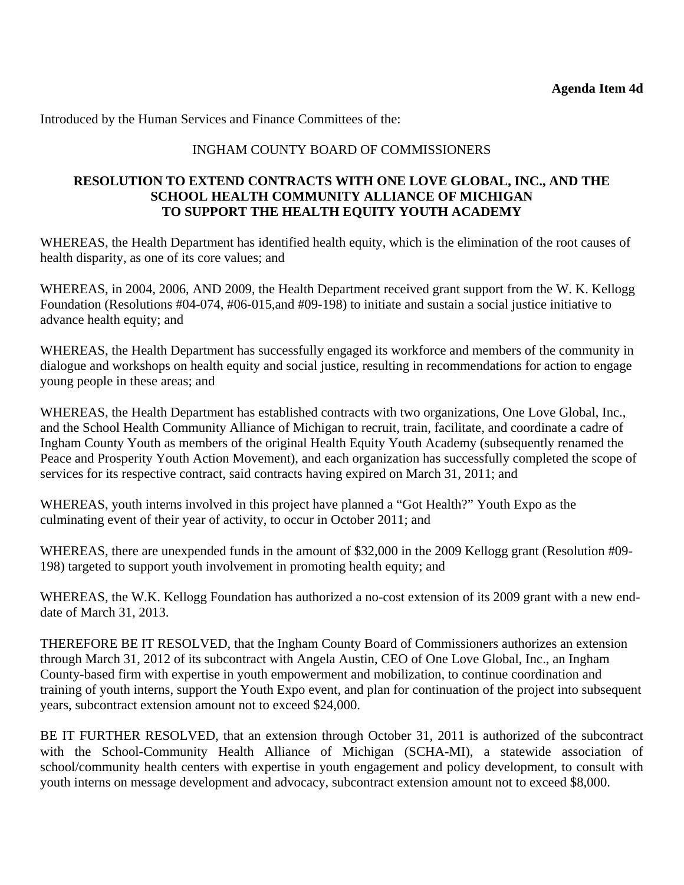**Agenda Item 4d**

Introduced by the Human Services and Finance Committees of the:

INGHAM COUNTY BOARD OF COMMISSIONERS

**RESOLUTION TO EXTEND CONTRACTS WITH ONE LOVE GLOBAL, INC., AND THE SCHOOL HEALTH COMMUNITY ALLIANCE OF MICHIGAN TO SUPPORT THE HEALTH EQUITY YOUTH ACADEMY**

WHEREAS, the Health Department has identified health equity, which is the elimination of the root causes of health disparity, as one of its core values; and

WHEREAS, in 2004, 2006, AND 2009, the Health Department received grant support from the W. K. Kellogg Foundation (Resolutions #04-074, #06-015,and #09-198) to initiate and sustain a social justice initiative to advance health equity; and

WHEREAS, the Health Department has successfully engaged its workforce and members of the community in dialogue and workshops on health equity and social justice, resulting in recommendations for action to engage young people in these areas; and

WHEREAS, the Health Department has established contracts with two organizations, One Love Global, Inc., and the School Health Community Alliance of Michigan to recruit, train, facilitate, and coordinate a cadre of Ingham County Youth as members of the original Health Equity Youth Academy (subsequently renamed the Peace and Prosperity Youth Action Movement), and each organization has successfully completed the scope of services for its respective contract, said contracts having expired on March 31, 2011; and

WHEREAS, youth interns involved in this project have planned a "Got Health?" Youth Expo as the culminating event of their year of activity, to occur in October 2011; and

WHEREAS, there are unexpended funds in the amount of $32,000 in the 2009 Kellogg grant (Resolution #09-198) targeted to support youth involvement in promoting health equity; and

WHEREAS, the W.K. Kellogg Foundation has authorized a no-cost extension of its 2009 grant with a new end-date of March 31, 2013.

THEREFORE BE IT RESOLVED, that the Ingham County Board of Commissioners authorizes an extension through March 31, 2012 of its subcontract with Angela Austin, CEO of One Love Global, Inc., an Ingham County-based firm with expertise in youth empowerment and mobilization, to continue coordination and training of youth interns, support the Youth Expo event, and plan for continuation of the project into subsequent years, subcontract extension amount not to exceed $24,000.

BE IT FURTHER RESOLVED, that an extension through October 31, 2011 is authorized of the subcontract with the School-Community Health Alliance of Michigan (SCHA-MI), a statewide association of school/community health centers with expertise in youth engagement and policy development, to consult with youth interns on message development and advocacy, subcontract extension amount not to exceed $8,000.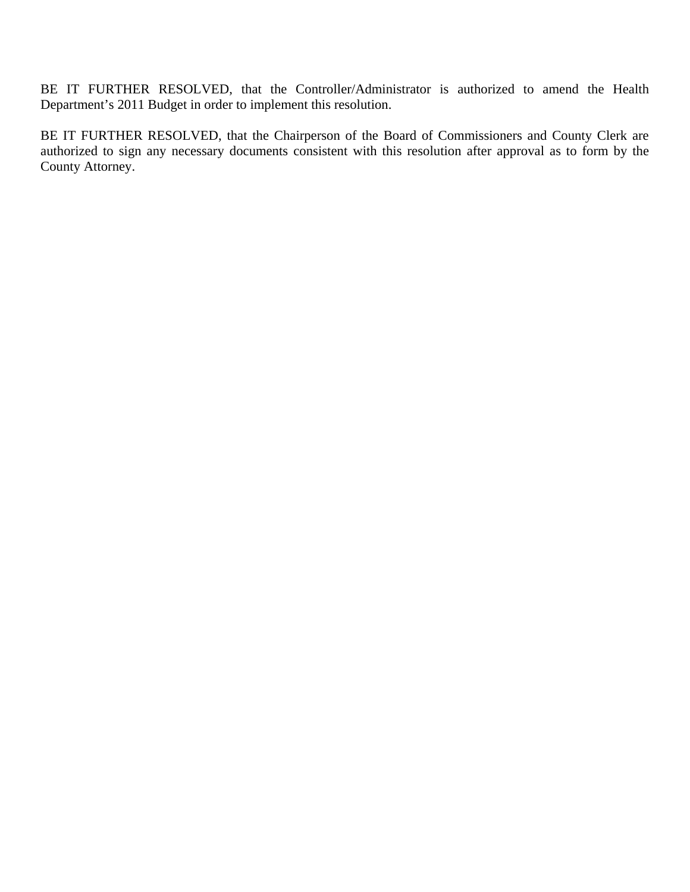BE IT FURTHER RESOLVED, that the Controller/Administrator is authorized to amend the Health Department's 2011 Budget in order to implement this resolution.

BE IT FURTHER RESOLVED, that the Chairperson of the Board of Commissioners and County Clerk are authorized to sign any necessary documents consistent with this resolution after approval as to form by the County Attorney.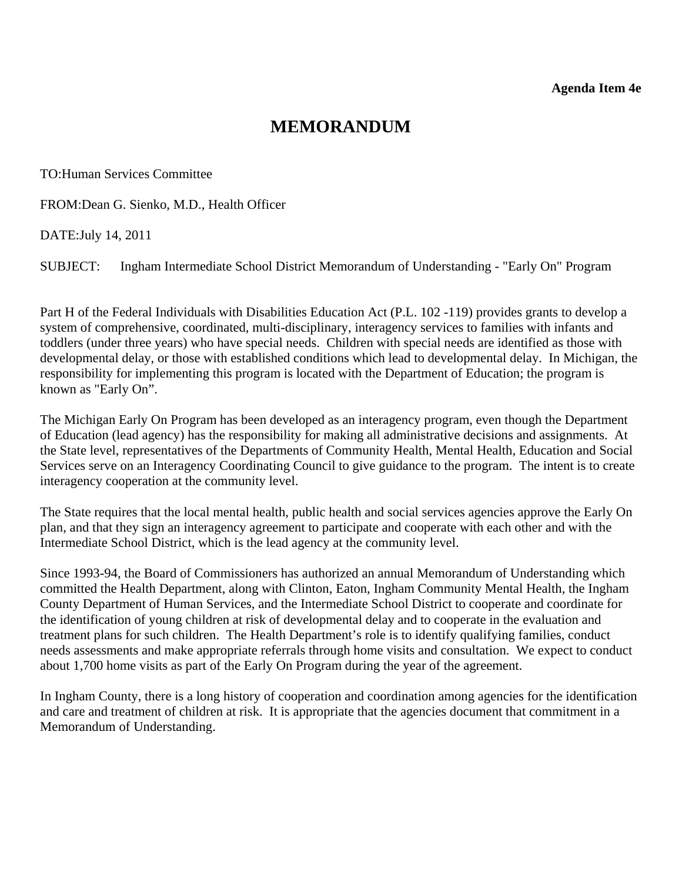**Agenda Item 4e**

# MEMORANDUM

TO:Human Services Committee

FROM:Dean G. Sienko, M.D., Health Officer

DATE:July 14, 2011

SUBJECT: Ingham Intermediate School District Memorandum of Understanding - "Early On" Program

Part H of the Federal Individuals with Disabilities Education Act (P.L. 102 -119) provides grants to develop a system of comprehensive, coordinated, multi-disciplinary, interagency services to families with infants and toddlers (under three years) who have special needs. Children with special needs are identified as those with developmental delay, or those with established conditions which lead to developmental delay. In Michigan, the responsibility for implementing this program is located with the Department of Education; the program is known as "Early On".

The Michigan Early On Program has been developed as an interagency program, even though the Department of Education (lead agency) has the responsibility for making all administrative decisions and assignments. At the State level, representatives of the Departments of Community Health, Mental Health, Education and Social Services serve on an Interagency Coordinating Council to give guidance to the program. The intent is to create interagency cooperation at the community level.

The State requires that the local mental health, public health and social services agencies approve the Early On plan, and that they sign an interagency agreement to participate and cooperate with each other and with the Intermediate School District, which is the lead agency at the community level.

Since 1993-94, the Board of Commissioners has authorized an annual Memorandum of Understanding which committed the Health Department, along with Clinton, Eaton, Ingham Community Mental Health, the Ingham County Department of Human Services, and the Intermediate School District to cooperate and coordinate for the identification of young children at risk of developmental delay and to cooperate in the evaluation and treatment plans for such children. The Health Department's role is to identify qualifying families, conduct needs assessments and make appropriate referrals through home visits and consultation. We expect to conduct about 1,700 home visits as part of the Early On Program during the year of the agreement.

In Ingham County, there is a long history of cooperation and coordination among agencies for the identification and care and treatment of children at risk. It is appropriate that the agencies document that commitment in a Memorandum of Understanding.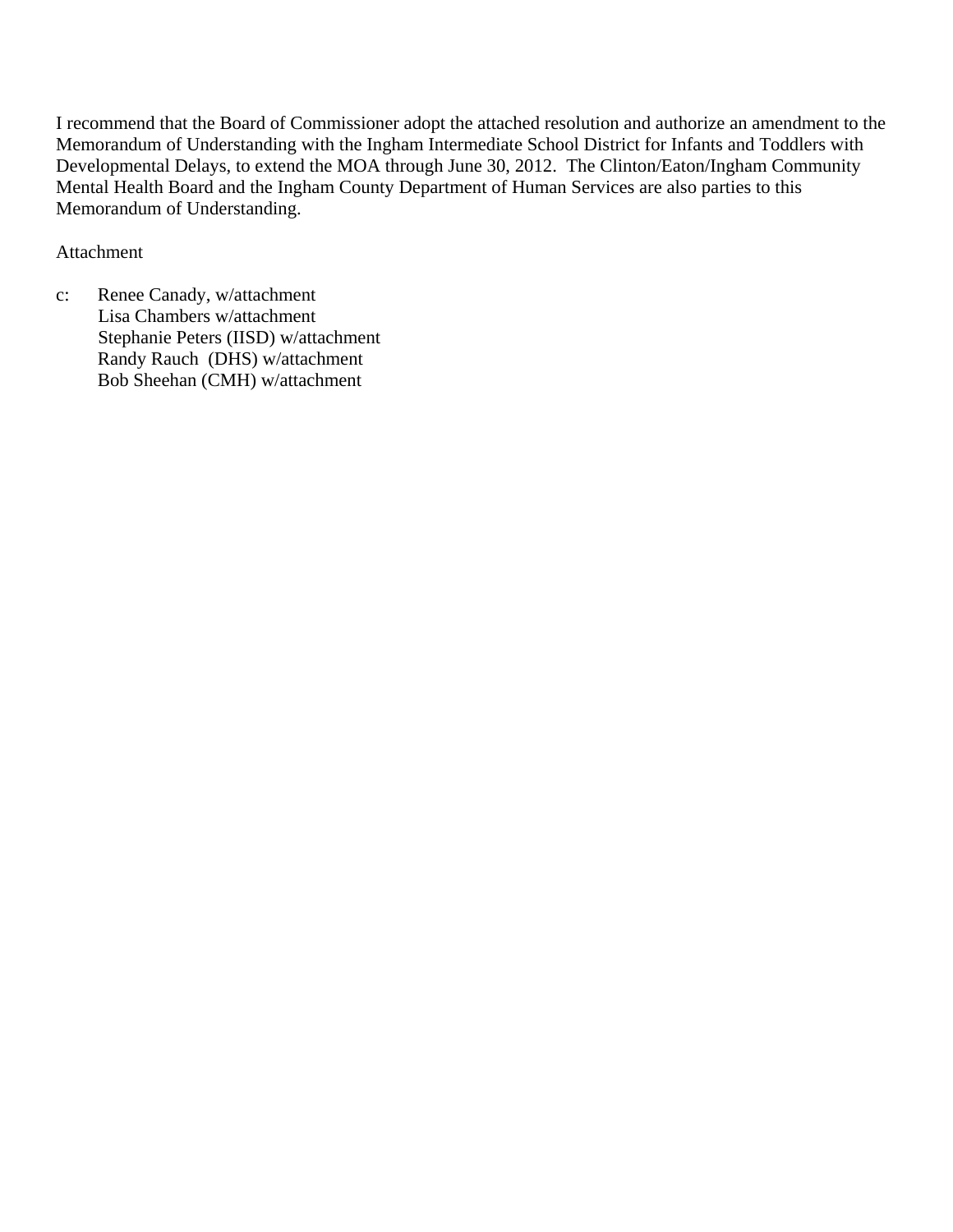I recommend that the Board of Commissioner adopt the attached resolution and authorize an amendment to the Memorandum of Understanding with the Ingham Intermediate School District for Infants and Toddlers with Developmental Delays, to extend the MOA through June 30, 2012. The Clinton/Eaton/Ingham Community Mental Health Board and the Ingham County Department of Human Services are also parties to this Memorandum of Understanding.

Attachment

c: Renee Canady, w/attachment
Lisa Chambers w/attachment
Stephanie Peters (IISD) w/attachment
Randy Rauch (DHS) w/attachment
Bob Sheehan (CMH) w/attachment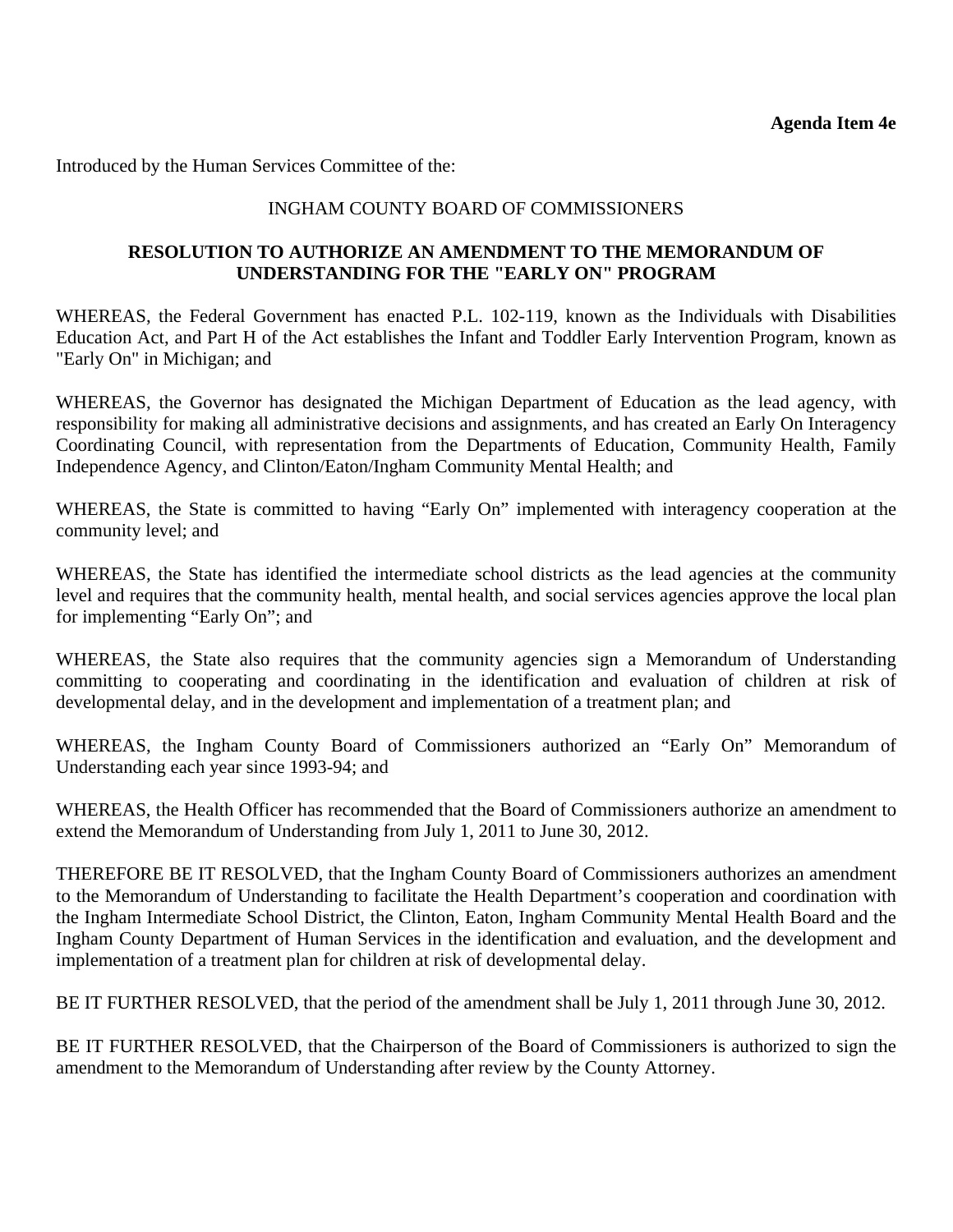**Agenda Item 4e**

Introduced by the Human Services Committee of the:

INGHAM COUNTY BOARD OF COMMISSIONERS

**RESOLUTION TO AUTHORIZE AN AMENDMENT TO THE MEMORANDUM OF UNDERSTANDING FOR THE "EARLY ON" PROGRAM**

WHEREAS, the Federal Government has enacted P.L. 102-119, known as the Individuals with Disabilities Education Act, and Part H of the Act establishes the Infant and Toddler Early Intervention Program, known as "Early On" in Michigan; and

WHEREAS, the Governor has designated the Michigan Department of Education as the lead agency, with responsibility for making all administrative decisions and assignments, and has created an Early On Interagency Coordinating Council, with representation from the Departments of Education, Community Health, Family Independence Agency, and Clinton/Eaton/Ingham Community Mental Health; and

WHEREAS, the State is committed to having "Early On" implemented with interagency cooperation at the community level; and

WHEREAS, the State has identified the intermediate school districts as the lead agencies at the community level and requires that the community health, mental health, and social services agencies approve the local plan for implementing "Early On"; and

WHEREAS, the State also requires that the community agencies sign a Memorandum of Understanding committing to cooperating and coordinating in the identification and evaluation of children at risk of developmental delay, and in the development and implementation of a treatment plan; and

WHEREAS, the Ingham County Board of Commissioners authorized an "Early On" Memorandum of Understanding each year since 1993-94; and

WHEREAS, the Health Officer has recommended that the Board of Commissioners authorize an amendment to extend the Memorandum of Understanding from July 1, 2011 to June 30, 2012.

THEREFORE BE IT RESOLVED, that the Ingham County Board of Commissioners authorizes an amendment to the Memorandum of Understanding to facilitate the Health Department's cooperation and coordination with the Ingham Intermediate School District, the Clinton, Eaton, Ingham Community Mental Health Board and the Ingham County Department of Human Services in the identification and evaluation, and the development and implementation of a treatment plan for children at risk of developmental delay.

BE IT FURTHER RESOLVED, that the period of the amendment shall be July 1, 2011 through June 30, 2012.

BE IT FURTHER RESOLVED, that the Chairperson of the Board of Commissioners is authorized to sign the amendment to the Memorandum of Understanding after review by the County Attorney.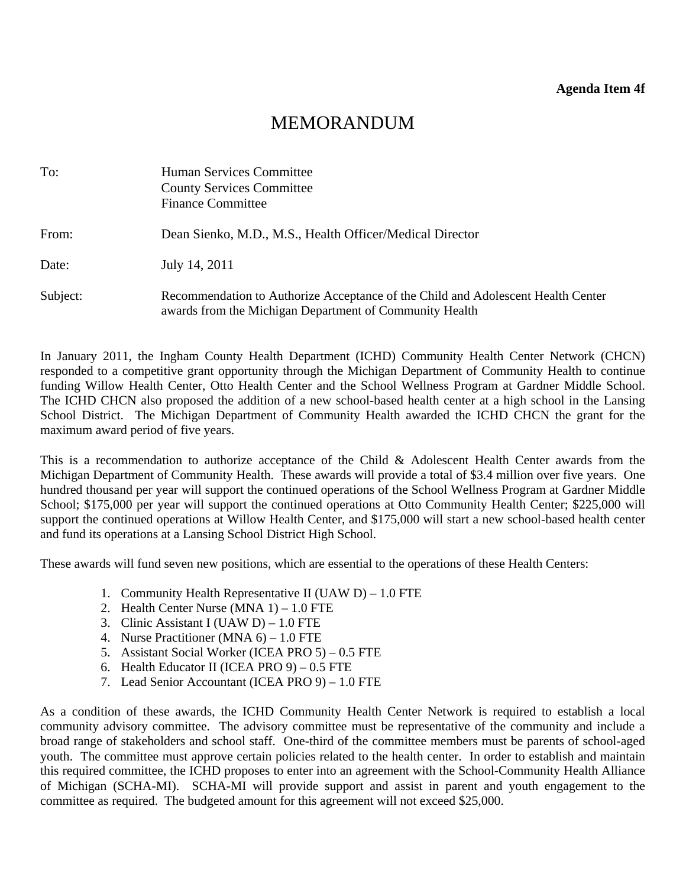**Agenda Item 4f**

# MEMORANDUM

| | |
|---|---|
| To: | Human Services Committee<br>County Services Committee<br>Finance Committee |
| From: | Dean Sienko, M.D., M.S., Health Officer/Medical Director |
| Date: | July 14, 2011 |
| Subject: | Recommendation to Authorize Acceptance of the Child and Adolescent Health Center awards from the Michigan Department of Community Health |

In January 2011, the Ingham County Health Department (ICHD) Community Health Center Network (CHCN) responded to a competitive grant opportunity through the Michigan Department of Community Health to continue funding Willow Health Center, Otto Health Center and the School Wellness Program at Gardner Middle School. The ICHD CHCN also proposed the addition of a new school-based health center at a high school in the Lansing School District. The Michigan Department of Community Health awarded the ICHD CHCN the grant for the maximum award period of five years.

This is a recommendation to authorize acceptance of the Child & Adolescent Health Center awards from the Michigan Department of Community Health. These awards will provide a total of $3.4 million over five years. One hundred thousand per year will support the continued operations of the School Wellness Program at Gardner Middle School; $175,000 per year will support the continued operations at Otto Community Health Center; $225,000 will support the continued operations at Willow Health Center, and $175,000 will start a new school-based health center and fund its operations at a Lansing School District High School.

These awards will fund seven new positions, which are essential to the operations of these Health Centers:

1. Community Health Representative II (UAW D) – 1.0 FTE
2. Health Center Nurse (MNA 1) – 1.0 FTE
3. Clinic Assistant I (UAW D) – 1.0 FTE
4. Nurse Practitioner (MNA 6) – 1.0 FTE
5. Assistant Social Worker (ICEA PRO 5) – 0.5 FTE
6. Health Educator II (ICEA PRO 9) – 0.5 FTE
7. Lead Senior Accountant (ICEA PRO 9) – 1.0 FTE

As a condition of these awards, the ICHD Community Health Center Network is required to establish a local community advisory committee. The advisory committee must be representative of the community and include a broad range of stakeholders and school staff. One-third of the committee members must be parents of school-aged youth. The committee must approve certain policies related to the health center. In order to establish and maintain this required committee, the ICHD proposes to enter into an agreement with the School-Community Health Alliance of Michigan (SCHA-MI). SCHA-MI will provide support and assist in parent and youth engagement to the committee as required. The budgeted amount for this agreement will not exceed $25,000.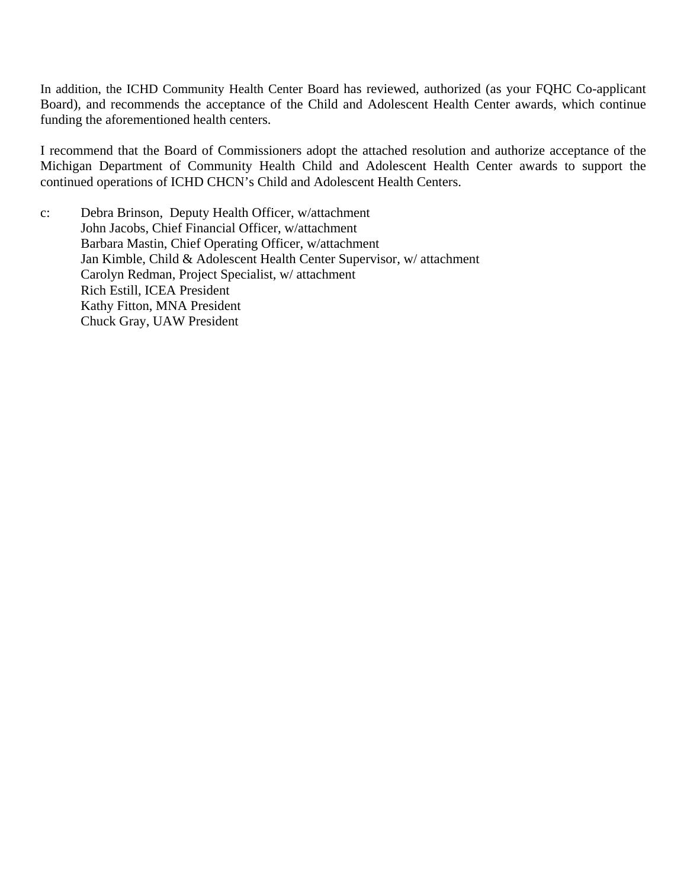In addition, the ICHD Community Health Center Board has reviewed, authorized (as your FQHC Co-applicant Board), and recommends the acceptance of the Child and Adolescent Health Center awards, which continue funding the aforementioned health centers.

I recommend that the Board of Commissioners adopt the attached resolution and authorize acceptance of the Michigan Department of Community Health Child and Adolescent Health Center awards to support the continued operations of ICHD CHCN's Child and Adolescent Health Centers.

c: Debra Brinson, Deputy Health Officer, w/attachment
John Jacobs, Chief Financial Officer, w/attachment
Barbara Mastin, Chief Operating Officer, w/attachment
Jan Kimble, Child & Adolescent Health Center Supervisor, w/ attachment
Carolyn Redman, Project Specialist, w/ attachment
Rich Estill, ICEA President
Kathy Fitton, MNA President
Chuck Gray, UAW President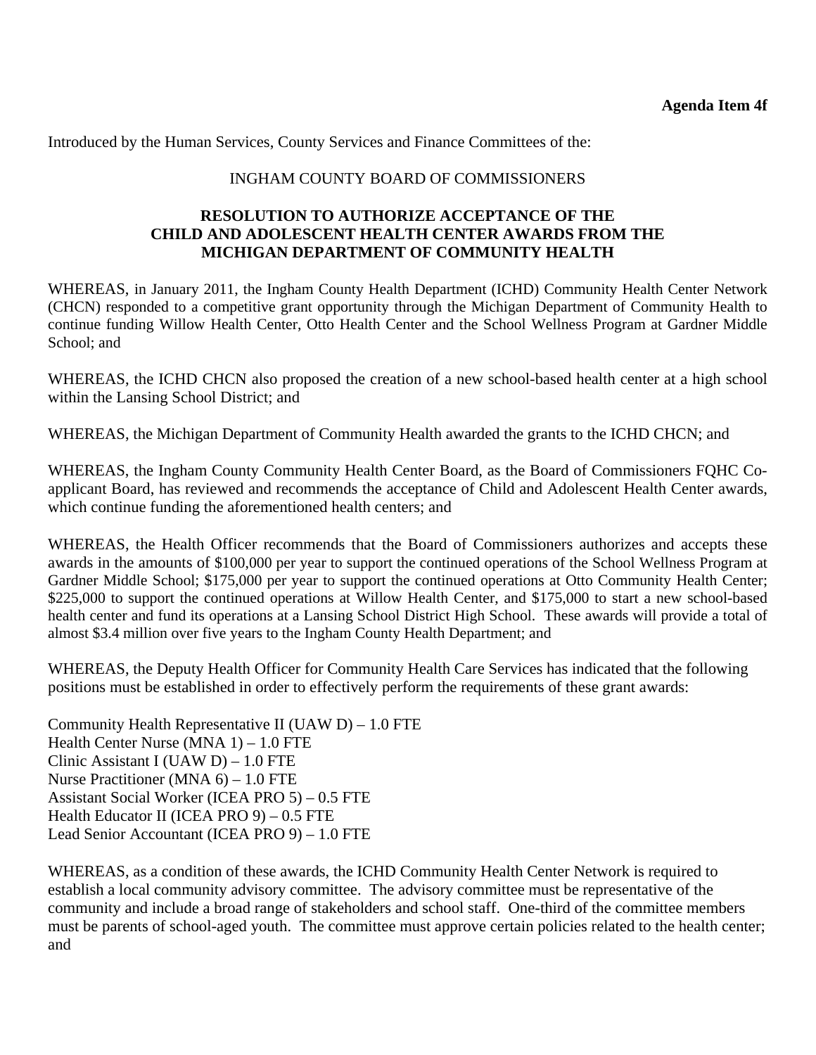**Agenda Item 4f**

Introduced by the Human Services, County Services and Finance Committees of the:

INGHAM COUNTY BOARD OF COMMISSIONERS

**RESOLUTION TO AUTHORIZE ACCEPTANCE OF THE CHILD AND ADOLESCENT HEALTH CENTER AWARDS FROM THE MICHIGAN DEPARTMENT OF COMMUNITY HEALTH**

WHEREAS, in January 2011, the Ingham County Health Department (ICHD) Community Health Center Network (CHCN) responded to a competitive grant opportunity through the Michigan Department of Community Health to continue funding Willow Health Center, Otto Health Center and the School Wellness Program at Gardner Middle School; and

WHEREAS, the ICHD CHCN also proposed the creation of a new school-based health center at a high school within the Lansing School District; and

WHEREAS, the Michigan Department of Community Health awarded the grants to the ICHD CHCN; and

WHEREAS, the Ingham County Community Health Center Board, as the Board of Commissioners FQHC Co-applicant Board, has reviewed and recommends the acceptance of Child and Adolescent Health Center awards, which continue funding the aforementioned health centers; and

WHEREAS, the Health Officer recommends that the Board of Commissioners authorizes and accepts these awards in the amounts of $100,000 per year to support the continued operations of the School Wellness Program at Gardner Middle School; $175,000 per year to support the continued operations at Otto Community Health Center; $225,000 to support the continued operations at Willow Health Center, and $175,000 to start a new school-based health center and fund its operations at a Lansing School District High School. These awards will provide a total of almost $3.4 million over five years to the Ingham County Health Department; and

WHEREAS, the Deputy Health Officer for Community Health Care Services has indicated that the following positions must be established in order to effectively perform the requirements of these grant awards:

Community Health Representative II (UAW D) – 1.0 FTE
Health Center Nurse (MNA 1) – 1.0 FTE
Clinic Assistant I (UAW D) – 1.0 FTE
Nurse Practitioner (MNA 6) – 1.0 FTE
Assistant Social Worker (ICEA PRO 5) – 0.5 FTE
Health Educator II (ICEA PRO 9) – 0.5 FTE
Lead Senior Accountant (ICEA PRO 9) – 1.0 FTE

WHEREAS, as a condition of these awards, the ICHD Community Health Center Network is required to establish a local community advisory committee. The advisory committee must be representative of the community and include a broad range of stakeholders and school staff. One-third of the committee members must be parents of school-aged youth. The committee must approve certain policies related to the health center; and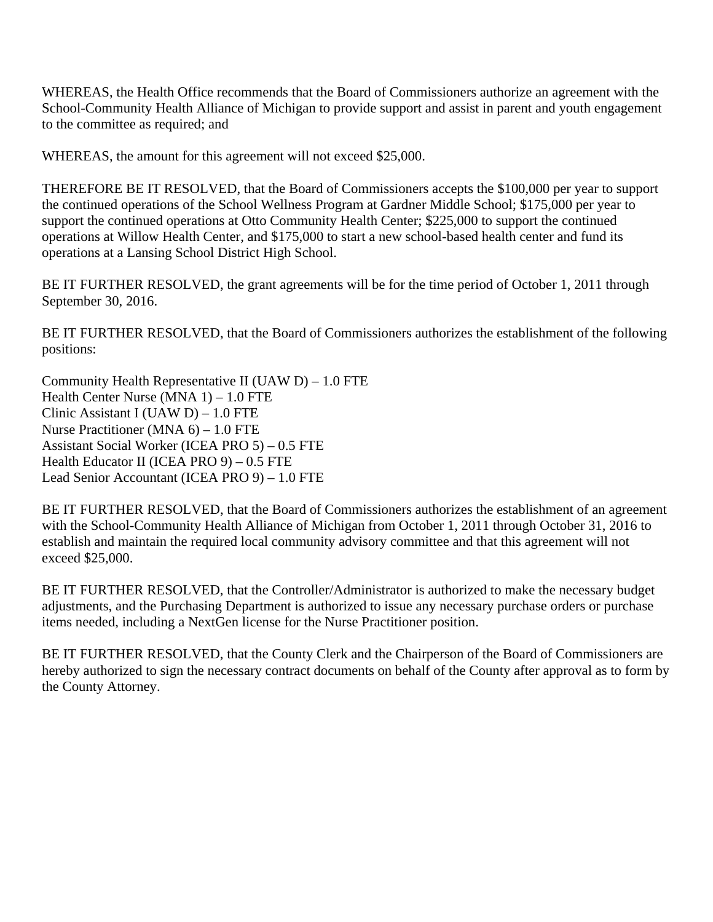WHEREAS, the Health Office recommends that the Board of Commissioners authorize an agreement with the School-Community Health Alliance of Michigan to provide support and assist in parent and youth engagement to the committee as required; and

WHEREAS, the amount for this agreement will not exceed $25,000.

THEREFORE BE IT RESOLVED, that the Board of Commissioners accepts the $100,000 per year to support the continued operations of the School Wellness Program at Gardner Middle School; $175,000 per year to support the continued operations at Otto Community Health Center; $225,000 to support the continued operations at Willow Health Center, and $175,000 to start a new school-based health center and fund its operations at a Lansing School District High School.

BE IT FURTHER RESOLVED, the grant agreements will be for the time period of October 1, 2011 through September 30, 2016.

BE IT FURTHER RESOLVED, that the Board of Commissioners authorizes the establishment of the following positions:

Community Health Representative II (UAW D) – 1.0 FTE
Health Center Nurse (MNA 1) – 1.0 FTE
Clinic Assistant I (UAW D) – 1.0 FTE
Nurse Practitioner (MNA 6) – 1.0 FTE
Assistant Social Worker (ICEA PRO 5) – 0.5 FTE
Health Educator II (ICEA PRO 9) – 0.5 FTE
Lead Senior Accountant (ICEA PRO 9) – 1.0 FTE

BE IT FURTHER RESOLVED, that the Board of Commissioners authorizes the establishment of an agreement with the School-Community Health Alliance of Michigan from October 1, 2011 through October 31, 2016 to establish and maintain the required local community advisory committee and that this agreement will not exceed $25,000.

BE IT FURTHER RESOLVED, that the Controller/Administrator is authorized to make the necessary budget adjustments, and the Purchasing Department is authorized to issue any necessary purchase orders or purchase items needed, including a NextGen license for the Nurse Practitioner position.

BE IT FURTHER RESOLVED, that the County Clerk and the Chairperson of the Board of Commissioners are hereby authorized to sign the necessary contract documents on behalf of the County after approval as to form by the County Attorney.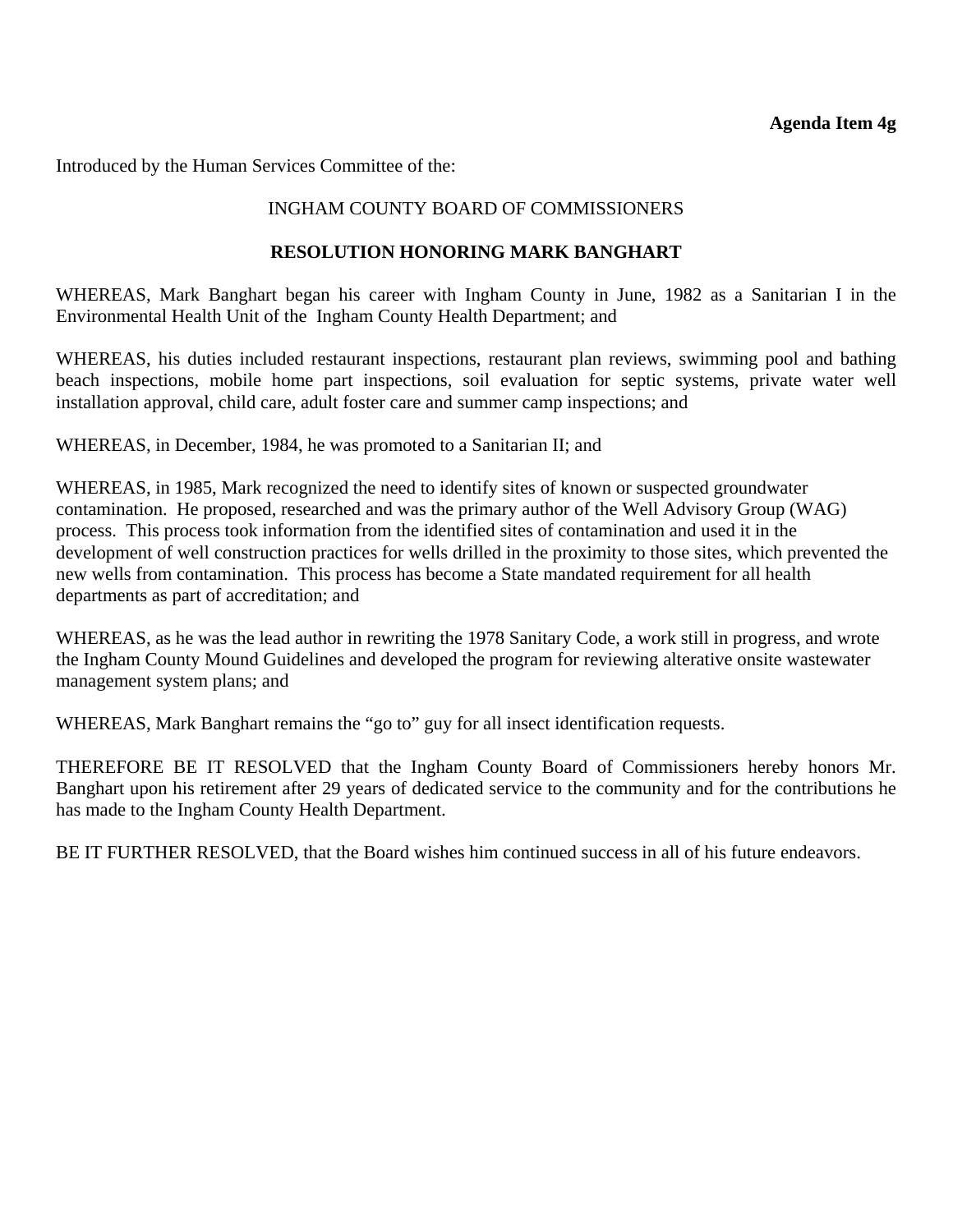**Agenda Item 4g**

Introduced by the Human Services Committee of the:

INGHAM COUNTY BOARD OF COMMISSIONERS

**RESOLUTION HONORING MARK BANGHART**

WHEREAS, Mark Banghart began his career with Ingham County in June, 1982 as a Sanitarian I in the Environmental Health Unit of the Ingham County Health Department; and

WHEREAS, his duties included restaurant inspections, restaurant plan reviews, swimming pool and bathing beach inspections, mobile home part inspections, soil evaluation for septic systems, private water well installation approval, child care, adult foster care and summer camp inspections; and

WHEREAS, in December, 1984, he was promoted to a Sanitarian II; and

WHEREAS, in 1985, Mark recognized the need to identify sites of known or suspected groundwater contamination. He proposed, researched and was the primary author of the Well Advisory Group (WAG) process. This process took information from the identified sites of contamination and used it in the development of well construction practices for wells drilled in the proximity to those sites, which prevented the new wells from contamination. This process has become a State mandated requirement for all health departments as part of accreditation; and

WHEREAS, as he was the lead author in rewriting the 1978 Sanitary Code, a work still in progress, and wrote the Ingham County Mound Guidelines and developed the program for reviewing alterative onsite wastewater management system plans; and

WHEREAS, Mark Banghart remains the "go to" guy for all insect identification requests.

THEREFORE BE IT RESOLVED that the Ingham County Board of Commissioners hereby honors Mr. Banghart upon his retirement after 29 years of dedicated service to the community and for the contributions he has made to the Ingham County Health Department.

BE IT FURTHER RESOLVED, that the Board wishes him continued success in all of his future endeavors.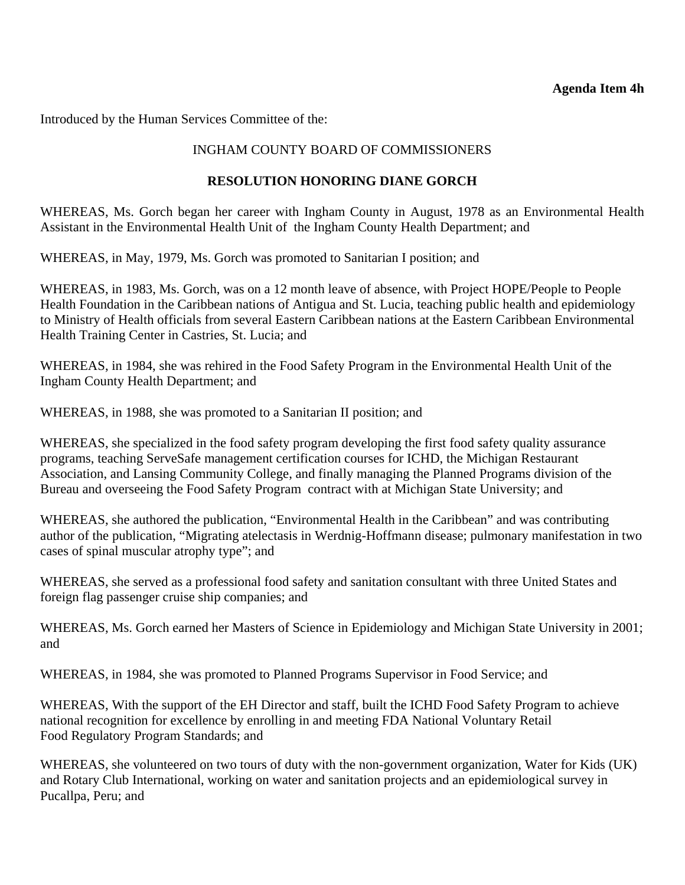**Agenda Item 4h**

Introduced by the Human Services Committee of the:

INGHAM COUNTY BOARD OF COMMISSIONERS

**RESOLUTION HONORING DIANE GORCH**

WHEREAS, Ms. Gorch began her career with Ingham County in August, 1978 as an Environmental Health Assistant in the Environmental Health Unit of the Ingham County Health Department; and

WHEREAS, in May, 1979, Ms. Gorch was promoted to Sanitarian I position; and

WHEREAS, in 1983, Ms. Gorch, was on a 12 month leave of absence, with Project HOPE/People to People Health Foundation in the Caribbean nations of Antigua and St. Lucia, teaching public health and epidemiology to Ministry of Health officials from several Eastern Caribbean nations at the Eastern Caribbean Environmental Health Training Center in Castries, St. Lucia; and

WHEREAS, in 1984, she was rehired in the Food Safety Program in the Environmental Health Unit of the Ingham County Health Department; and

WHEREAS, in 1988, she was promoted to a Sanitarian II position; and

WHEREAS, she specialized in the food safety program developing the first food safety quality assurance programs, teaching ServeSafe management certification courses for ICHD, the Michigan Restaurant Association, and Lansing Community College, and finally managing the Planned Programs division of the Bureau and overseeing the Food Safety Program contract with at Michigan State University; and

WHEREAS, she authored the publication, "Environmental Health in the Caribbean" and was contributing author of the publication, "Migrating atelectasis in Werdnig-Hoffmann disease; pulmonary manifestation in two cases of spinal muscular atrophy type"; and

WHEREAS, she served as a professional food safety and sanitation consultant with three United States and foreign flag passenger cruise ship companies; and

WHEREAS, Ms. Gorch earned her Masters of Science in Epidemiology and Michigan State University in 2001; and

WHEREAS, in 1984, she was promoted to Planned Programs Supervisor in Food Service; and

WHEREAS, With the support of the EH Director and staff, built the ICHD Food Safety Program to achieve national recognition for excellence by enrolling in and meeting FDA National Voluntary Retail Food Regulatory Program Standards; and

WHEREAS, she volunteered on two tours of duty with the non-government organization, Water for Kids (UK) and Rotary Club International, working on water and sanitation projects and an epidemiological survey in Pucallpa, Peru; and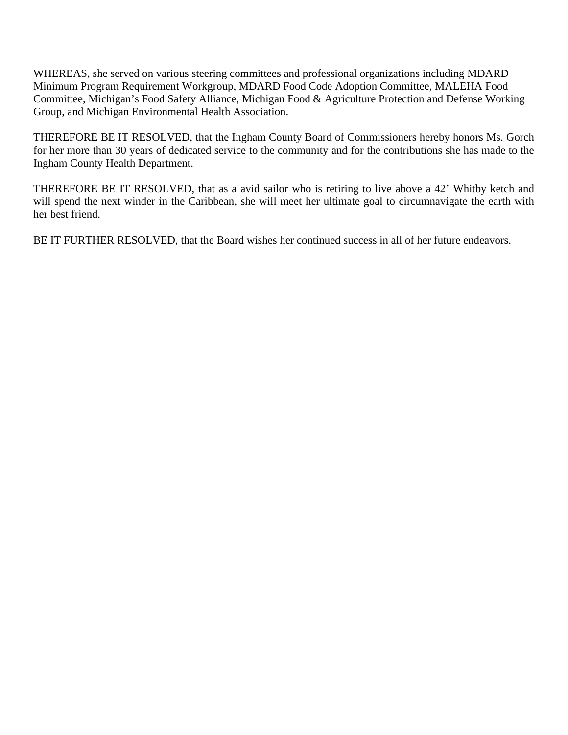WHEREAS, she served on various steering committees and professional organizations including MDARD Minimum Program Requirement Workgroup, MDARD Food Code Adoption Committee, MALEHA Food Committee, Michigan's Food Safety Alliance, Michigan Food & Agriculture Protection and Defense Working Group, and Michigan Environmental Health Association.

THEREFORE BE IT RESOLVED, that the Ingham County Board of Commissioners hereby honors Ms. Gorch for her more than 30 years of dedicated service to the community and for the contributions she has made to the Ingham County Health Department.

THEREFORE BE IT RESOLVED, that as a avid sailor who is retiring to live above a 42' Whitby ketch and will spend the next winder in the Caribbean, she will meet her ultimate goal to circumnavigate the earth with her best friend.

BE IT FURTHER RESOLVED, that the Board wishes her continued success in all of her future endeavors.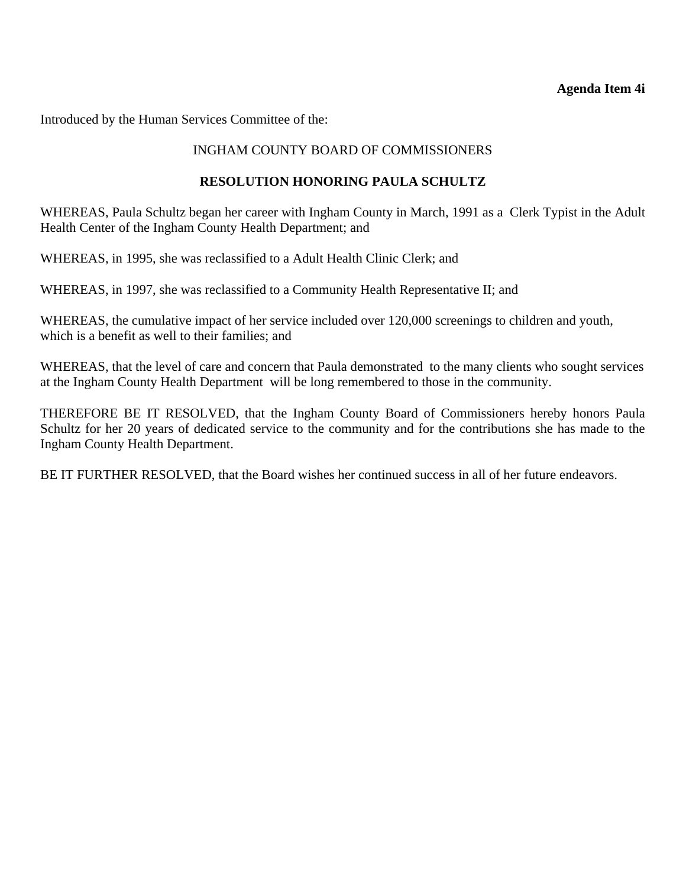**Agenda Item 4i**

Introduced by the Human Services Committee of the:

INGHAM COUNTY BOARD OF COMMISSIONERS

**RESOLUTION HONORING PAULA SCHULTZ**

WHEREAS, Paula Schultz began her career with Ingham County in March, 1991 as a Clerk Typist in the Adult Health Center of the Ingham County Health Department; and

WHEREAS, in 1995, she was reclassified to a Adult Health Clinic Clerk; and

WHEREAS, in 1997, she was reclassified to a Community Health Representative II; and

WHEREAS, the cumulative impact of her service included over 120,000 screenings to children and youth, which is a benefit as well to their families; and

WHEREAS, that the level of care and concern that Paula demonstrated to the many clients who sought services at the Ingham County Health Department will be long remembered to those in the community.

THEREFORE BE IT RESOLVED, that the Ingham County Board of Commissioners hereby honors Paula Schultz for her 20 years of dedicated service to the community and for the contributions she has made to the Ingham County Health Department.

BE IT FURTHER RESOLVED, that the Board wishes her continued success in all of her future endeavors.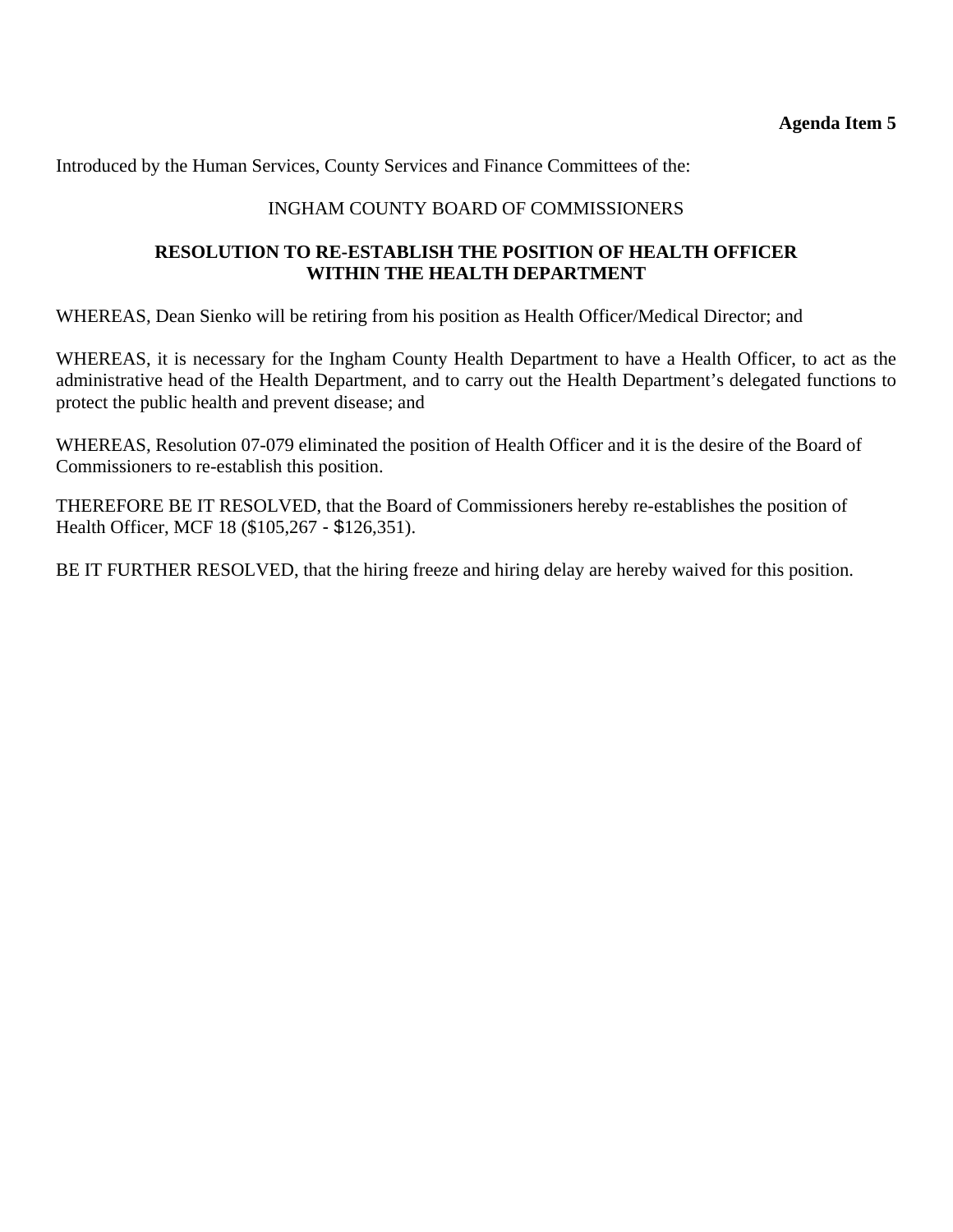**Agenda Item 5**

Introduced by the Human Services, County Services and Finance Committees of the:

INGHAM COUNTY BOARD OF COMMISSIONERS

**RESOLUTION TO RE-ESTABLISH THE POSITION OF HEALTH OFFICER WITHIN THE HEALTH DEPARTMENT**

WHEREAS, Dean Sienko will be retiring from his position as Health Officer/Medical Director; and

WHEREAS, it is necessary for the Ingham County Health Department to have a Health Officer, to act as the administrative head of the Health Department, and to carry out the Health Department's delegated functions to protect the public health and prevent disease; and

WHEREAS, Resolution 07-079 eliminated the position of Health Officer and it is the desire of the Board of Commissioners to re-establish this position.

THEREFORE BE IT RESOLVED, that the Board of Commissioners hereby re-establishes the position of Health Officer, MCF 18 ($105,267 - $126,351).

BE IT FURTHER RESOLVED, that the hiring freeze and hiring delay are hereby waived for this position.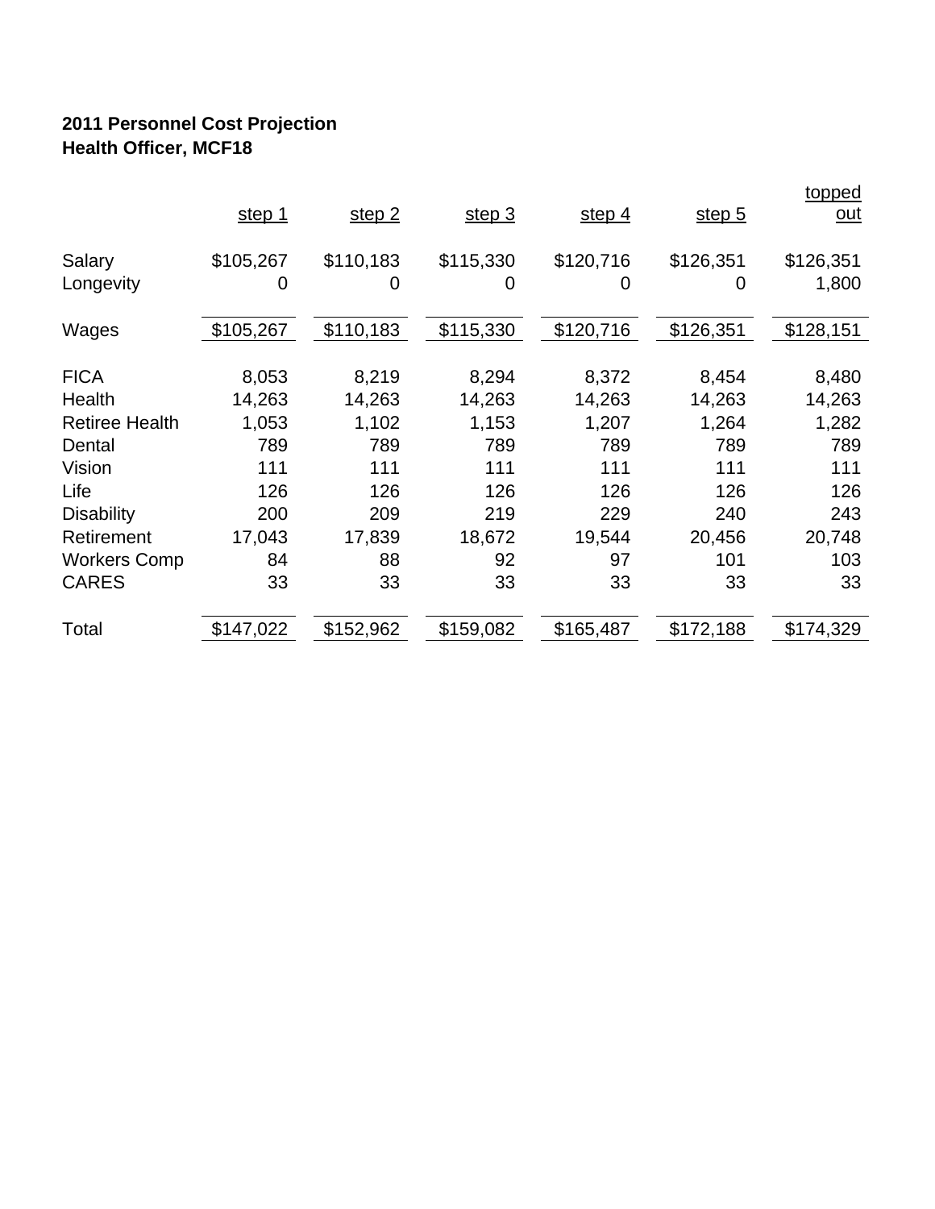**2011 Personnel Cost Projection**
**Health Officer, MCF18**

| | step 1 | step 2 | step 3 | step 4 | step 5 | topped out |
|---|---|---|---|---|---|---|
| Salary | $105,267 | $110,183 | $115,330 | $120,716 | $126,351 | $126,351 |
| Longevity | 0 | 0 | 0 | 0 | 0 | 1,800 |
| Wages | $105,267 | $110,183 | $115,330 | $120,716 | $126,351 | $128,151 |
| FICA | 8,053 | 8,219 | 8,294 | 8,372 | 8,454 | 8,480 |
| Health | 14,263 | 14,263 | 14,263 | 14,263 | 14,263 | 14,263 |
| Retiree Health | 1,053 | 1,102 | 1,153 | 1,207 | 1,264 | 1,282 |
| Dental | 789 | 789 | 789 | 789 | 789 | 789 |
| Vision | 111 | 111 | 111 | 111 | 111 | 111 |
| Life | 126 | 126 | 126 | 126 | 126 | 126 |
| Disability | 200 | 209 | 219 | 229 | 240 | 243 |
| Retirement | 17,043 | 17,839 | 18,672 | 19,544 | 20,456 | 20,748 |
| Workers Comp | 84 | 88 | 92 | 97 | 101 | 103 |
| CARES | 33 | 33 | 33 | 33 | 33 | 33 |
| Total | $147,022 | $152,962 | $159,082 | $165,487 | $172,188 | $174,329 |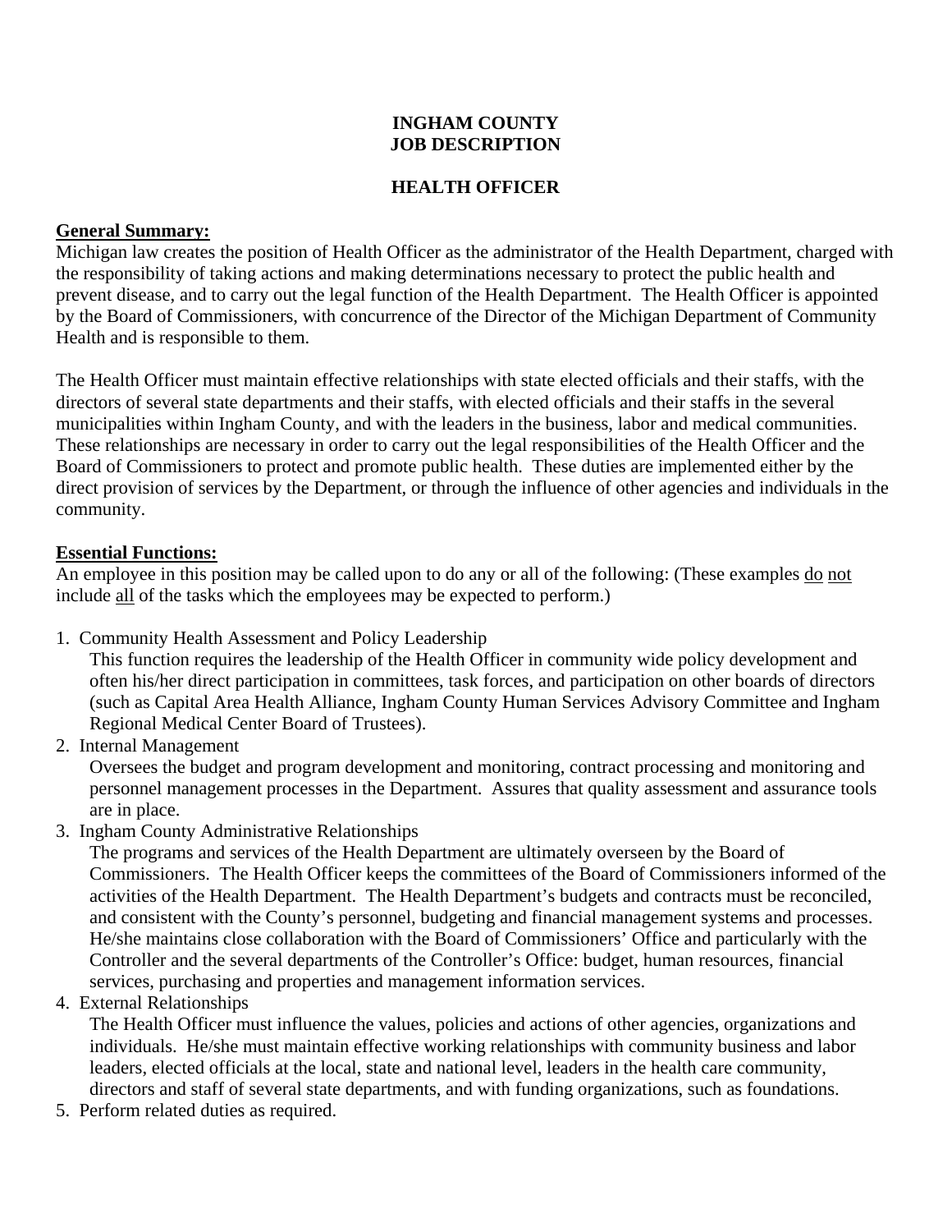**INGHAM COUNTY**
**JOB DESCRIPTION**

**HEALTH OFFICER**

**General Summary:**

Michigan law creates the position of Health Officer as the administrator of the Health Department, charged with the responsibility of taking actions and making determinations necessary to protect the public health and prevent disease, and to carry out the legal function of the Health Department. The Health Officer is appointed by the Board of Commissioners, with concurrence of the Director of the Michigan Department of Community Health and is responsible to them.

The Health Officer must maintain effective relationships with state elected officials and their staffs, with the directors of several state departments and their staffs, with elected officials and their staffs in the several municipalities within Ingham County, and with the leaders in the business, labor and medical communities. These relationships are necessary in order to carry out the legal responsibilities of the Health Officer and the Board of Commissioners to protect and promote public health. These duties are implemented either by the direct provision of services by the Department, or through the influence of other agencies and individuals in the community.

**Essential Functions:**

An employee in this position may be called upon to do any or all of the following: (These examples do not include all of the tasks which the employees may be expected to perform.)

1. Community Health Assessment and Policy Leadership
   This function requires the leadership of the Health Officer in community wide policy development and often his/her direct participation in committees, task forces, and participation on other boards of directors (such as Capital Area Health Alliance, Ingham County Human Services Advisory Committee and Ingham Regional Medical Center Board of Trustees).
2. Internal Management
   Oversees the budget and program development and monitoring, contract processing and monitoring and personnel management processes in the Department. Assures that quality assessment and assurance tools are in place.
3. Ingham County Administrative Relationships
   The programs and services of the Health Department are ultimately overseen by the Board of Commissioners. The Health Officer keeps the committees of the Board of Commissioners informed of the activities of the Health Department. The Health Department's budgets and contracts must be reconciled, and consistent with the County's personnel, budgeting and financial management systems and processes. He/she maintains close collaboration with the Board of Commissioners' Office and particularly with the Controller and the several departments of the Controller's Office: budget, human resources, financial services, purchasing and properties and management information services.
4. External Relationships
   The Health Officer must influence the values, policies and actions of other agencies, organizations and individuals. He/she must maintain effective working relationships with community business and labor leaders, elected officials at the local, state and national level, leaders in the health care community, directors and staff of several state departments, and with funding organizations, such as foundations.
5. Perform related duties as required.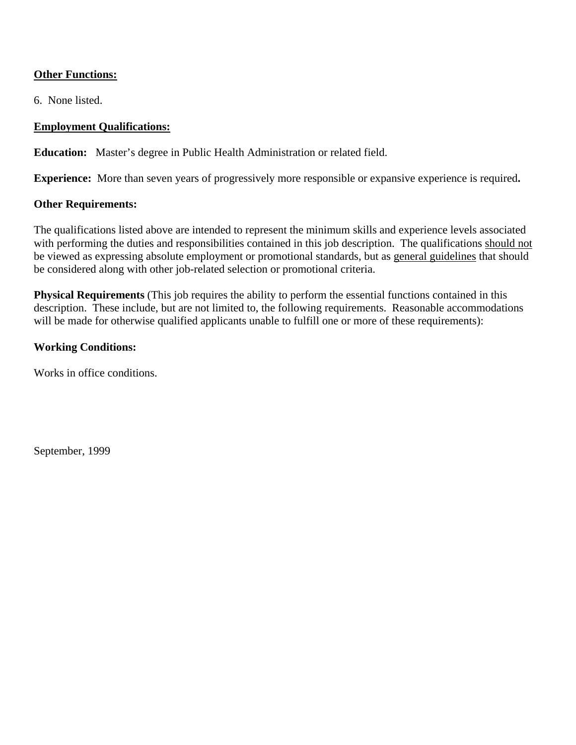**<u>Other Functions:</u>**

6. None listed.

**<u>Employment Qualifications:</u>**

**Education:** Master's degree in Public Health Administration or related field.

**Experience:** More than seven years of progressively more responsible or expansive experience is required**.**

**Other Requirements:**

The qualifications listed above are intended to represent the minimum skills and experience levels associated with performing the duties and responsibilities contained in this job description. The qualifications <u>should not</u> be viewed as expressing absolute employment or promotional standards, but as <u>general guidelines</u> that should be considered along with other job-related selection or promotional criteria.

**Physical Requirements** (This job requires the ability to perform the essential functions contained in this description. These include, but are not limited to, the following requirements. Reasonable accommodations will be made for otherwise qualified applicants unable to fulfill one or more of these requirements):

**Working Conditions:**

Works in office conditions.

September, 1999